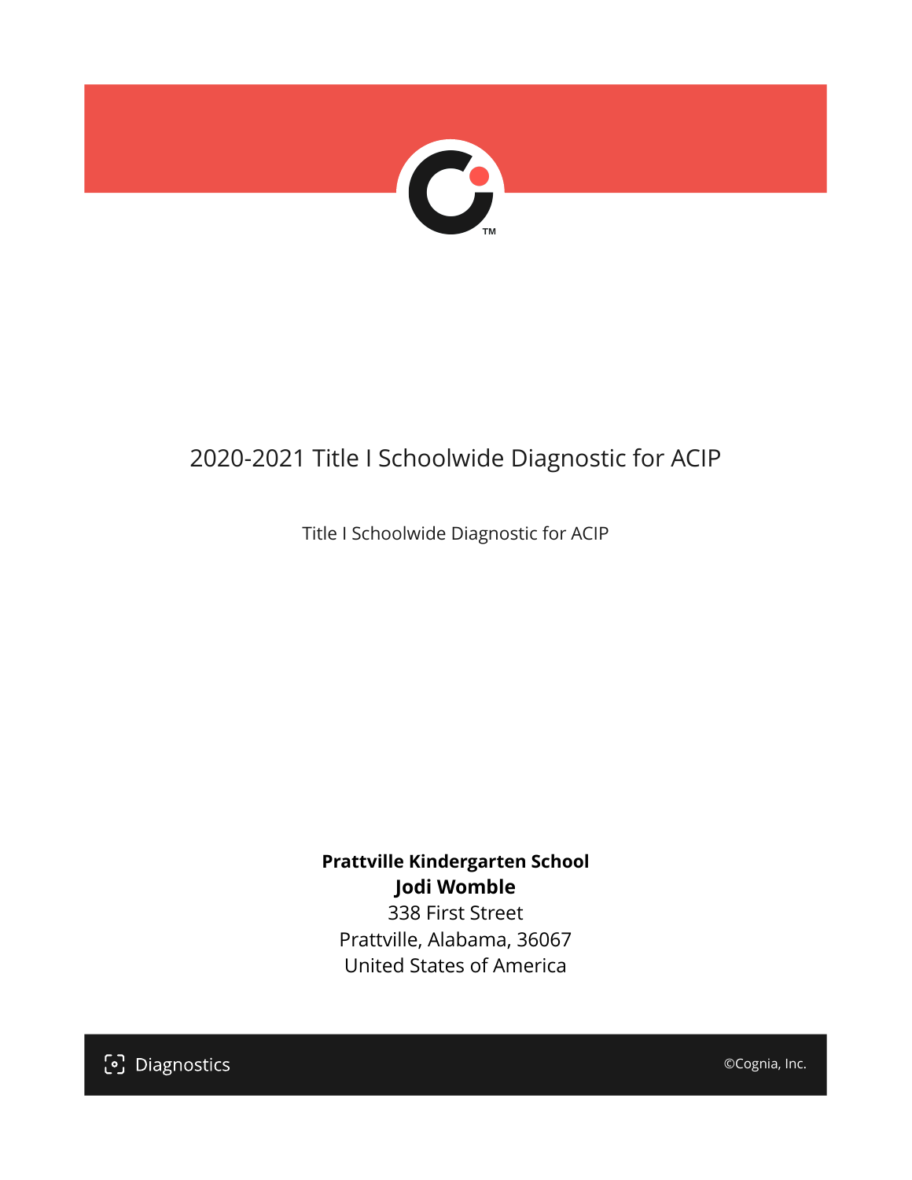# 2020-2021 Title I Schoolwide Diagnostic for ACIP

Title I Schoolwide Diagnostic for ACIP

**Prattville Kindergarten School**
**Jodi Womble**
338 First Street
Prattville, Alabama, 36067
United States of America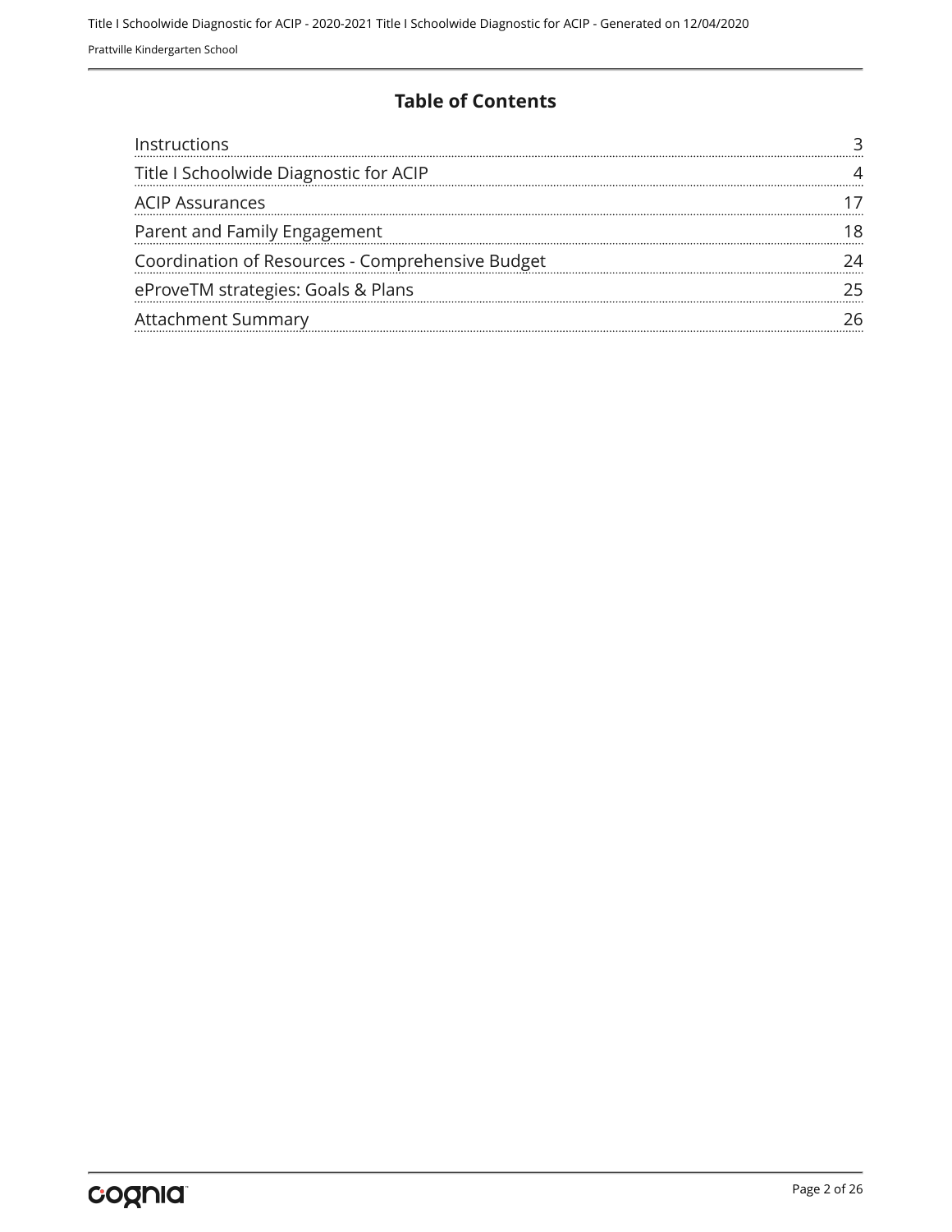## Table of Contents

| | |
|---|---|
| Instructions | 3 |
| Title I Schoolwide Diagnostic for ACIP | 4 |
| ACIP Assurances | 17 |
| Parent and Family Engagement | 18 |
| Coordination of Resources - Comprehensive Budget | 24 |
| eProveTM strategies: Goals & Plans | 25 |
| Attachment Summary | 26 |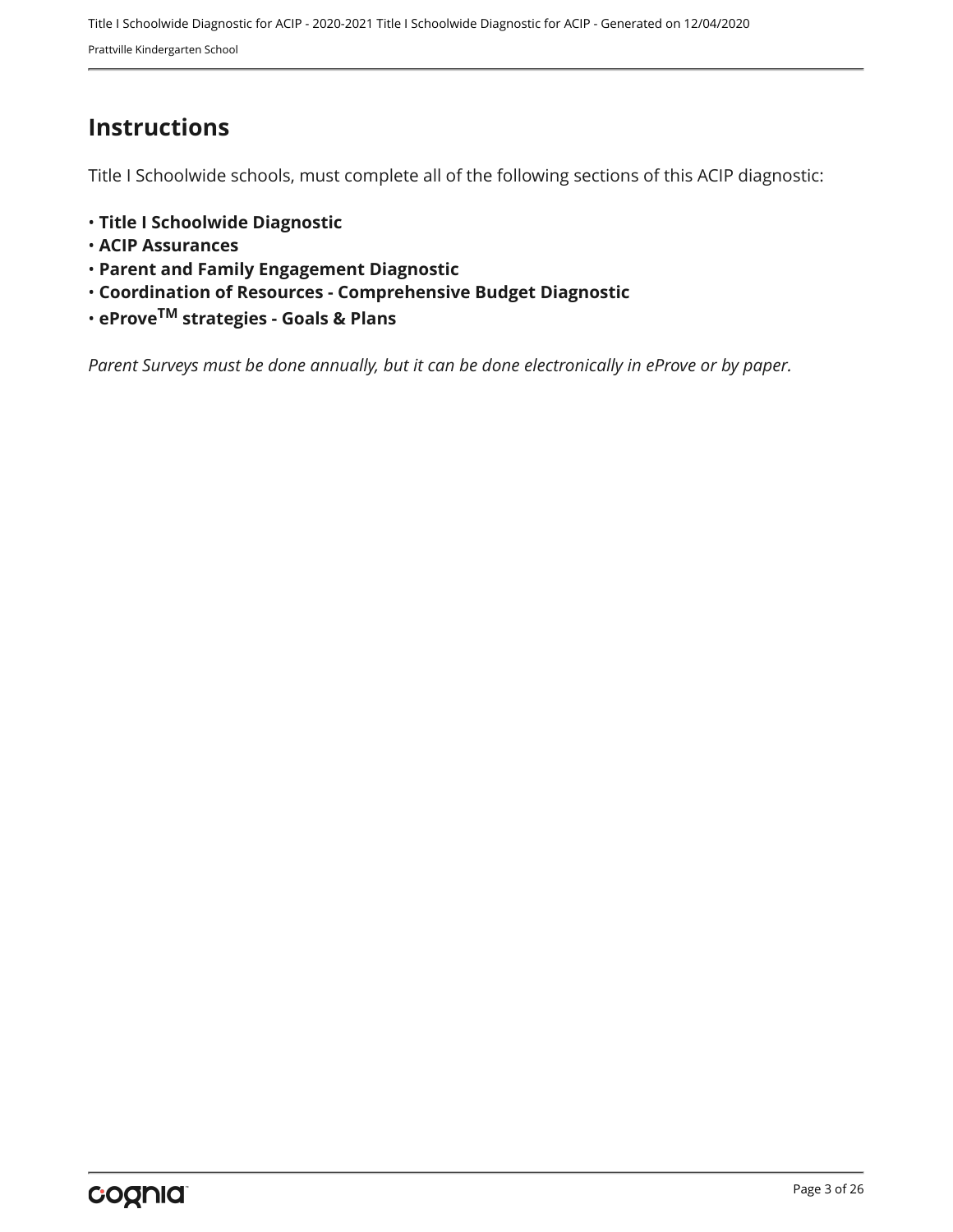# Instructions

Title I Schoolwide schools, must complete all of the following sections of this ACIP diagnostic:

- **Title I Schoolwide Diagnostic**
- **ACIP Assurances**
- **Parent and Family Engagement Diagnostic**
- **Coordination of Resources - Comprehensive Budget Diagnostic**
- **eProve$^{TM}$ strategies - Goals & Plans**

*Parent Surveys must be done annually, but it can be done electronically in eProve or by paper.*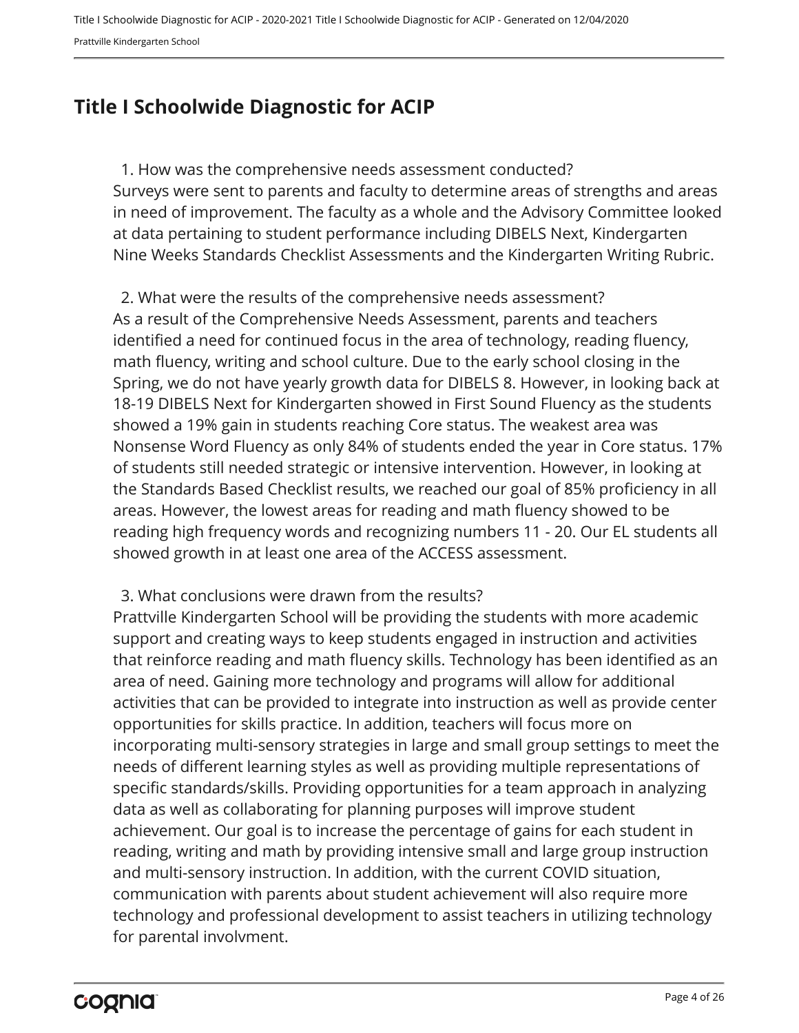# Title I Schoolwide Diagnostic for ACIP

1. How was the comprehensive needs assessment conducted?

Surveys were sent to parents and faculty to determine areas of strengths and areas in need of improvement. The faculty as a whole and the Advisory Committee looked at data pertaining to student performance including DIBELS Next, Kindergarten Nine Weeks Standards Checklist Assessments and the Kindergarten Writing Rubric.

2. What were the results of the comprehensive needs assessment?

As a result of the Comprehensive Needs Assessment, parents and teachers identified a need for continued focus in the area of technology, reading fluency, math fluency, writing and school culture. Due to the early school closing in the Spring, we do not have yearly growth data for DIBELS 8. However, in looking back at 18-19 DIBELS Next for Kindergarten showed in First Sound Fluency as the students showed a 19% gain in students reaching Core status. The weakest area was Nonsense Word Fluency as only 84% of students ended the year in Core status. 17% of students still needed strategic or intensive intervention. However, in looking at the Standards Based Checklist results, we reached our goal of 85% proficiency in all areas. However, the lowest areas for reading and math fluency showed to be reading high frequency words and recognizing numbers 11 - 20. Our EL students all showed growth in at least one area of the ACCESS assessment.

3. What conclusions were drawn from the results?

Prattville Kindergarten School will be providing the students with more academic support and creating ways to keep students engaged in instruction and activities that reinforce reading and math fluency skills. Technology has been identified as an area of need. Gaining more technology and programs will allow for additional activities that can be provided to integrate into instruction as well as provide center opportunities for skills practice. In addition, teachers will focus more on incorporating multi-sensory strategies in large and small group settings to meet the needs of different learning styles as well as providing multiple representations of specific standards/skills. Providing opportunities for a team approach in analyzing data as well as collaborating for planning purposes will improve student achievement. Our goal is to increase the percentage of gains for each student in reading, writing and math by providing intensive small and large group instruction and multi-sensory instruction. In addition, with the current COVID situation, communication with parents about student achievement will also require more technology and professional development to assist teachers in utilizing technology for parental involvment.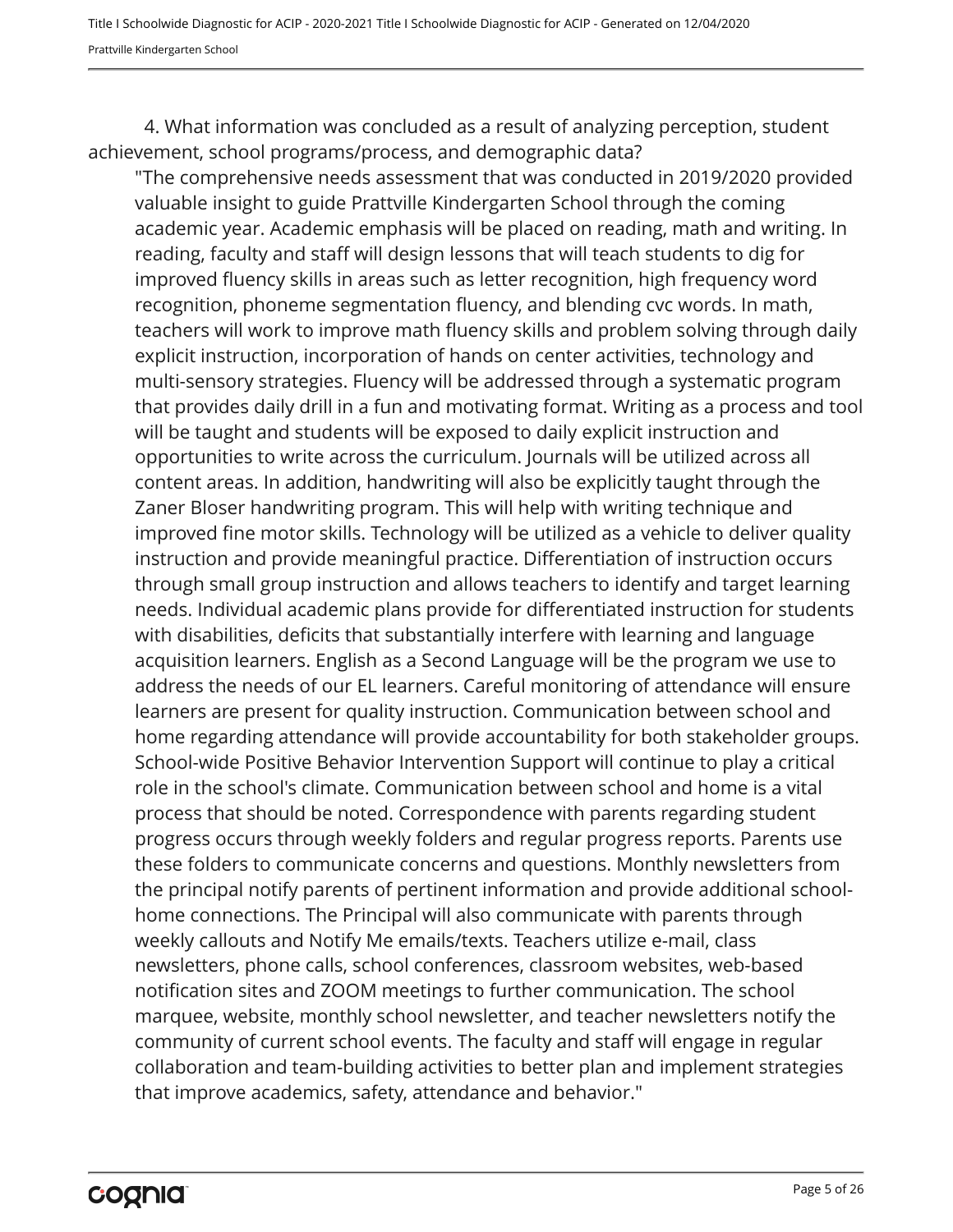4. What information was concluded as a result of analyzing perception, student achievement, school programs/process, and demographic data?

"The comprehensive needs assessment that was conducted in 2019/2020 provided valuable insight to guide Prattville Kindergarten School through the coming academic year. Academic emphasis will be placed on reading, math and writing. In reading, faculty and staff will design lessons that will teach students to dig for improved fluency skills in areas such as letter recognition, high frequency word recognition, phoneme segmentation fluency, and blending cvc words. In math, teachers will work to improve math fluency skills and problem solving through daily explicit instruction, incorporation of hands on center activities, technology and multi-sensory strategies. Fluency will be addressed through a systematic program that provides daily drill in a fun and motivating format. Writing as a process and tool will be taught and students will be exposed to daily explicit instruction and opportunities to write across the curriculum. Journals will be utilized across all content areas. In addition, handwriting will also be explicitly taught through the Zaner Bloser handwriting program. This will help with writing technique and improved fine motor skills. Technology will be utilized as a vehicle to deliver quality instruction and provide meaningful practice. Differentiation of instruction occurs through small group instruction and allows teachers to identify and target learning needs. Individual academic plans provide for differentiated instruction for students with disabilities, deficits that substantially interfere with learning and language acquisition learners. English as a Second Language will be the program we use to address the needs of our EL learners. Careful monitoring of attendance will ensure learners are present for quality instruction. Communication between school and home regarding attendance will provide accountability for both stakeholder groups. School-wide Positive Behavior Intervention Support will continue to play a critical role in the school's climate. Communication between school and home is a vital process that should be noted. Correspondence with parents regarding student progress occurs through weekly folders and regular progress reports. Parents use these folders to communicate concerns and questions. Monthly newsletters from the principal notify parents of pertinent information and provide additional school-home connections. The Principal will also communicate with parents through weekly callouts and Notify Me emails/texts. Teachers utilize e-mail, class newsletters, phone calls, school conferences, classroom websites, web-based notification sites and ZOOM meetings to further communication. The school marquee, website, monthly school newsletter, and teacher newsletters notify the community of current school events. The faculty and staff will engage in regular collaboration and team-building activities to better plan and implement strategies that improve academics, safety, attendance and behavior."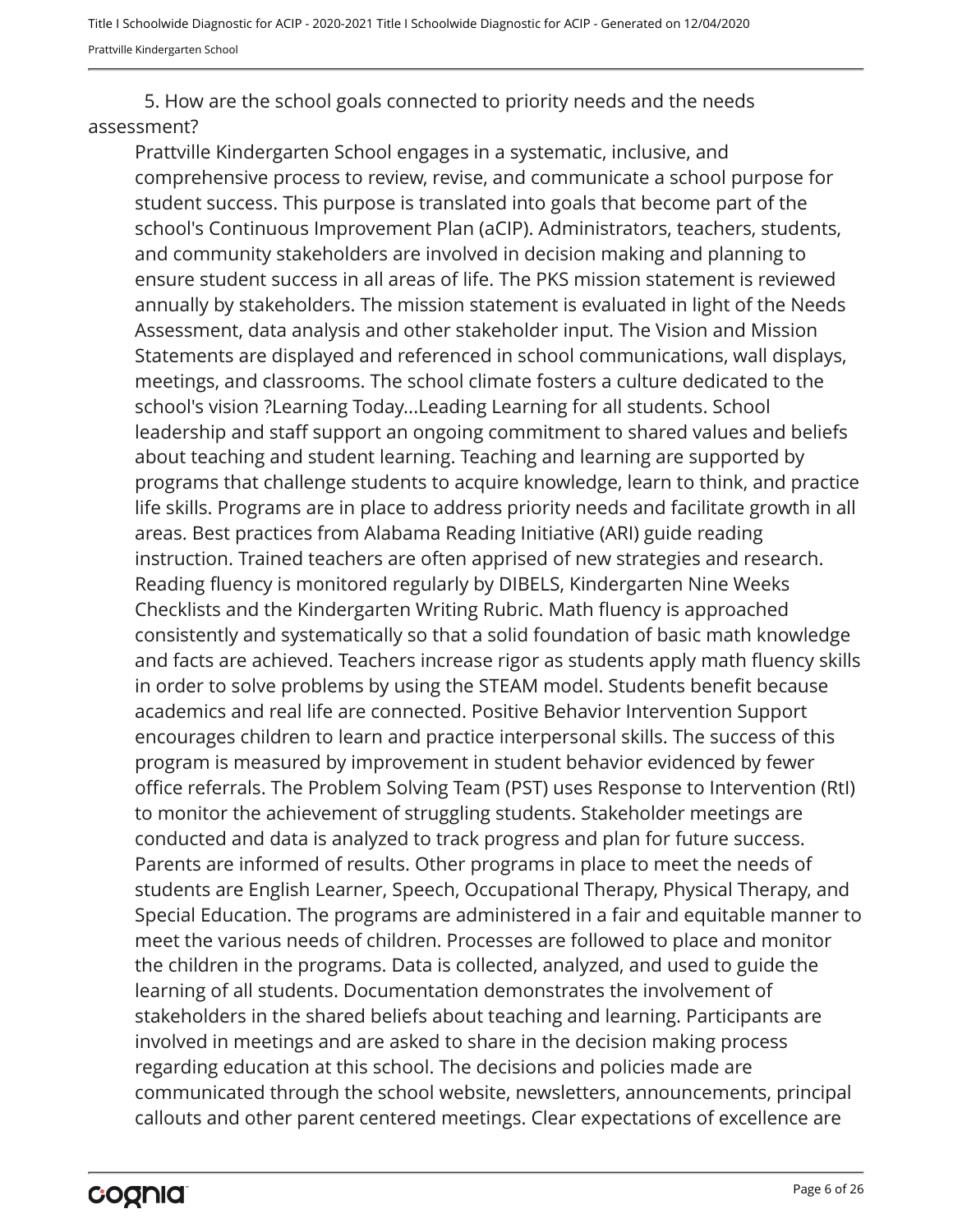5. How are the school goals connected to priority needs and the needs assessment?

Prattville Kindergarten School engages in a systematic, inclusive, and comprehensive process to review, revise, and communicate a school purpose for student success. This purpose is translated into goals that become part of the school's Continuous Improvement Plan (aCIP). Administrators, teachers, students, and community stakeholders are involved in decision making and planning to ensure student success in all areas of life. The PKS mission statement is reviewed annually by stakeholders. The mission statement is evaluated in light of the Needs Assessment, data analysis and other stakeholder input. The Vision and Mission Statements are displayed and referenced in school communications, wall displays, meetings, and classrooms. The school climate fosters a culture dedicated to the school's vision ?Learning Today...Leading Learning for all students. School leadership and staff support an ongoing commitment to shared values and beliefs about teaching and student learning. Teaching and learning are supported by programs that challenge students to acquire knowledge, learn to think, and practice life skills. Programs are in place to address priority needs and facilitate growth in all areas. Best practices from Alabama Reading Initiative (ARI) guide reading instruction. Trained teachers are often apprised of new strategies and research. Reading fluency is monitored regularly by DIBELS, Kindergarten Nine Weeks Checklists and the Kindergarten Writing Rubric. Math fluency is approached consistently and systematically so that a solid foundation of basic math knowledge and facts are achieved. Teachers increase rigor as students apply math fluency skills in order to solve problems by using the STEAM model. Students benefit because academics and real life are connected. Positive Behavior Intervention Support encourages children to learn and practice interpersonal skills. The success of this program is measured by improvement in student behavior evidenced by fewer office referrals. The Problem Solving Team (PST) uses Response to Intervention (RtI) to monitor the achievement of struggling students. Stakeholder meetings are conducted and data is analyzed to track progress and plan for future success. Parents are informed of results. Other programs in place to meet the needs of students are English Learner, Speech, Occupational Therapy, Physical Therapy, and Special Education. The programs are administered in a fair and equitable manner to meet the various needs of children. Processes are followed to place and monitor the children in the programs. Data is collected, analyzed, and used to guide the learning of all students. Documentation demonstrates the involvement of stakeholders in the shared beliefs about teaching and learning. Participants are involved in meetings and are asked to share in the decision making process regarding education at this school. The decisions and policies made are communicated through the school website, newsletters, announcements, principal callouts and other parent centered meetings. Clear expectations of excellence are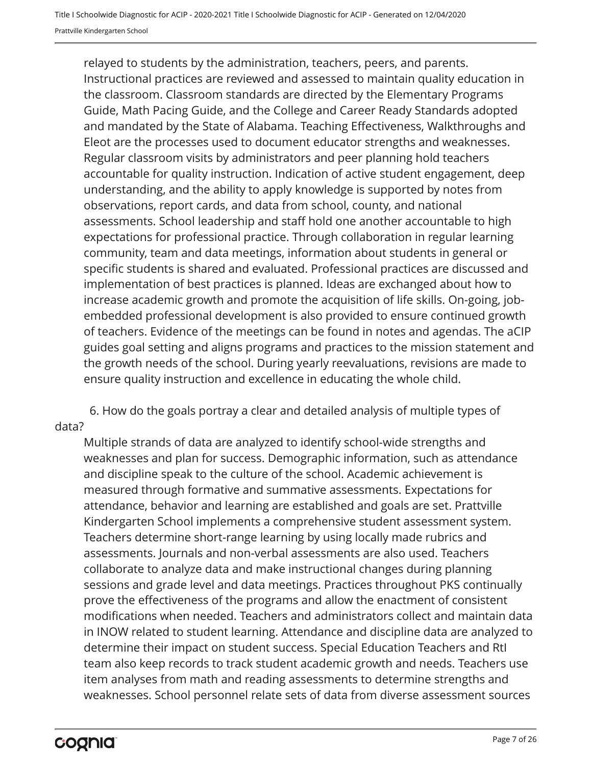relayed to students by the administration, teachers, peers, and parents. Instructional practices are reviewed and assessed to maintain quality education in the classroom. Classroom standards are directed by the Elementary Programs Guide, Math Pacing Guide, and the College and Career Ready Standards adopted and mandated by the State of Alabama. Teaching Effectiveness, Walkthroughs and Eleot are the processes used to document educator strengths and weaknesses. Regular classroom visits by administrators and peer planning hold teachers accountable for quality instruction. Indication of active student engagement, deep understanding, and the ability to apply knowledge is supported by notes from observations, report cards, and data from school, county, and national assessments. School leadership and staff hold one another accountable to high expectations for professional practice. Through collaboration in regular learning community, team and data meetings, information about students in general or specific students is shared and evaluated. Professional practices are discussed and implementation of best practices is planned. Ideas are exchanged about how to increase academic growth and promote the acquisition of life skills. On-going, job-embedded professional development is also provided to ensure continued growth of teachers. Evidence of the meetings can be found in notes and agendas. The aCIP guides goal setting and aligns programs and practices to the mission statement and the growth needs of the school. During yearly reevaluations, revisions are made to ensure quality instruction and excellence in educating the whole child.

6. How do the goals portray a clear and detailed analysis of multiple types of data?

Multiple strands of data are analyzed to identify school-wide strengths and weaknesses and plan for success. Demographic information, such as attendance and discipline speak to the culture of the school. Academic achievement is measured through formative and summative assessments. Expectations for attendance, behavior and learning are established and goals are set. Prattville Kindergarten School implements a comprehensive student assessment system. Teachers determine short-range learning by using locally made rubrics and assessments. Journals and non-verbal assessments are also used. Teachers collaborate to analyze data and make instructional changes during planning sessions and grade level and data meetings. Practices throughout PKS continually prove the effectiveness of the programs and allow the enactment of consistent modifications when needed. Teachers and administrators collect and maintain data in INOW related to student learning. Attendance and discipline data are analyzed to determine their impact on student success. Special Education Teachers and RtI team also keep records to track student academic growth and needs. Teachers use item analyses from math and reading assessments to determine strengths and weaknesses. School personnel relate sets of data from diverse assessment sources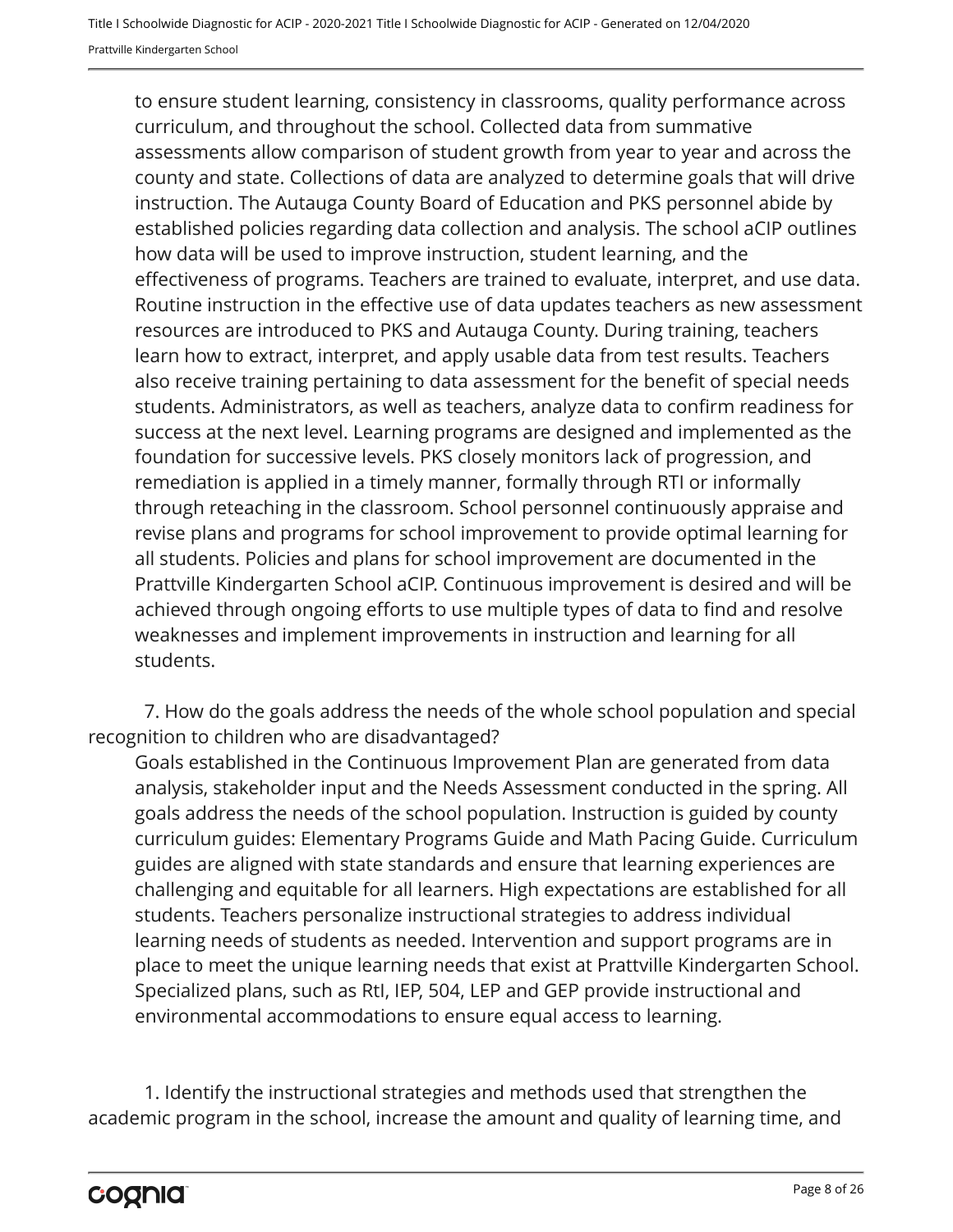to ensure student learning, consistency in classrooms, quality performance across curriculum, and throughout the school. Collected data from summative assessments allow comparison of student growth from year to year and across the county and state. Collections of data are analyzed to determine goals that will drive instruction. The Autauga County Board of Education and PKS personnel abide by established policies regarding data collection and analysis. The school aCIP outlines how data will be used to improve instruction, student learning, and the effectiveness of programs. Teachers are trained to evaluate, interpret, and use data. Routine instruction in the effective use of data updates teachers as new assessment resources are introduced to PKS and Autauga County. During training, teachers learn how to extract, interpret, and apply usable data from test results. Teachers also receive training pertaining to data assessment for the benefit of special needs students. Administrators, as well as teachers, analyze data to confirm readiness for success at the next level. Learning programs are designed and implemented as the foundation for successive levels. PKS closely monitors lack of progression, and remediation is applied in a timely manner, formally through RTI or informally through reteaching in the classroom. School personnel continuously appraise and revise plans and programs for school improvement to provide optimal learning for all students. Policies and plans for school improvement are documented in the Prattville Kindergarten School aCIP. Continuous improvement is desired and will be achieved through ongoing efforts to use multiple types of data to find and resolve weaknesses and implement improvements in instruction and learning for all students.

7. How do the goals address the needs of the whole school population and special recognition to children who are disadvantaged?

Goals established in the Continuous Improvement Plan are generated from data analysis, stakeholder input and the Needs Assessment conducted in the spring. All goals address the needs of the school population. Instruction is guided by county curriculum guides: Elementary Programs Guide and Math Pacing Guide. Curriculum guides are aligned with state standards and ensure that learning experiences are challenging and equitable for all learners. High expectations are established for all students. Teachers personalize instructional strategies to address individual learning needs of students as needed. Intervention and support programs are in place to meet the unique learning needs that exist at Prattville Kindergarten School. Specialized plans, such as RtI, IEP, 504, LEP and GEP provide instructional and environmental accommodations to ensure equal access to learning.

1. Identify the instructional strategies and methods used that strengthen the academic program in the school, increase the amount and quality of learning time, and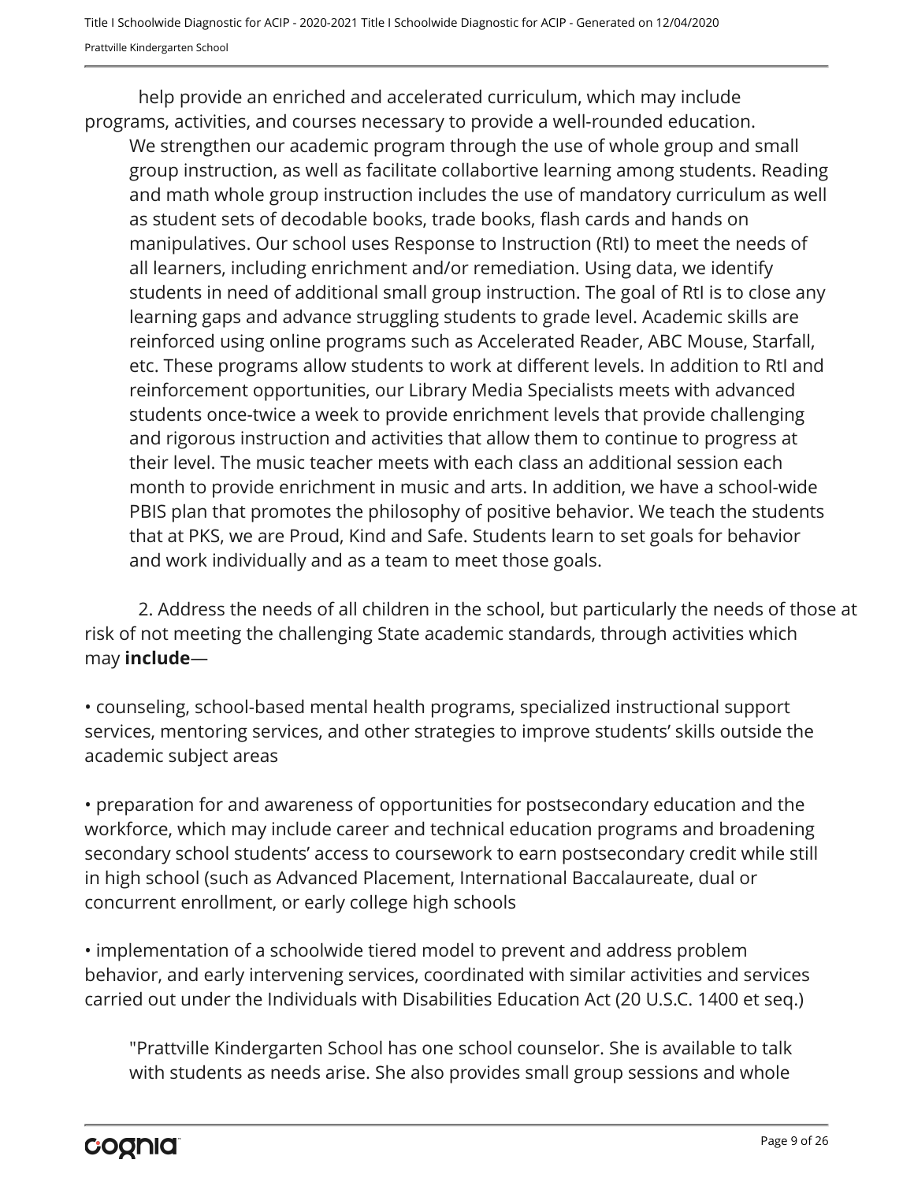help provide an enriched and accelerated curriculum, which may include programs, activities, and courses necessary to provide a well-rounded education.

We strengthen our academic program through the use of whole group and small group instruction, as well as facilitate collabortive learning among students. Reading and math whole group instruction includes the use of mandatory curriculum as well as student sets of decodable books, trade books, flash cards and hands on manipulatives. Our school uses Response to Instruction (RtI) to meet the needs of all learners, including enrichment and/or remediation. Using data, we identify students in need of additional small group instruction. The goal of RtI is to close any learning gaps and advance struggling students to grade level. Academic skills are reinforced using online programs such as Accelerated Reader, ABC Mouse, Starfall, etc. These programs allow students to work at different levels. In addition to RtI and reinforcement opportunities, our Library Media Specialists meets with advanced students once-twice a week to provide enrichment levels that provide challenging and rigorous instruction and activities that allow them to continue to progress at their level. The music teacher meets with each class an additional session each month to provide enrichment in music and arts. In addition, we have a school-wide PBIS plan that promotes the philosophy of positive behavior. We teach the students that at PKS, we are Proud, Kind and Safe. Students learn to set goals for behavior and work individually and as a team to meet those goals.

2. Address the needs of all children in the school, but particularly the needs of those at risk of not meeting the challenging State academic standards, through activities which may **include**—

• counseling, school-based mental health programs, specialized instructional support services, mentoring services, and other strategies to improve students' skills outside the academic subject areas

• preparation for and awareness of opportunities for postsecondary education and the workforce, which may include career and technical education programs and broadening secondary school students' access to coursework to earn postsecondary credit while still in high school (such as Advanced Placement, International Baccalaureate, dual or concurrent enrollment, or early college high schools

• implementation of a schoolwide tiered model to prevent and address problem behavior, and early intervening services, coordinated with similar activities and services carried out under the Individuals with Disabilities Education Act (20 U.S.C. 1400 et seq.)

"Prattville Kindergarten School has one school counselor. She is available to talk with students as needs arise. She also provides small group sessions and whole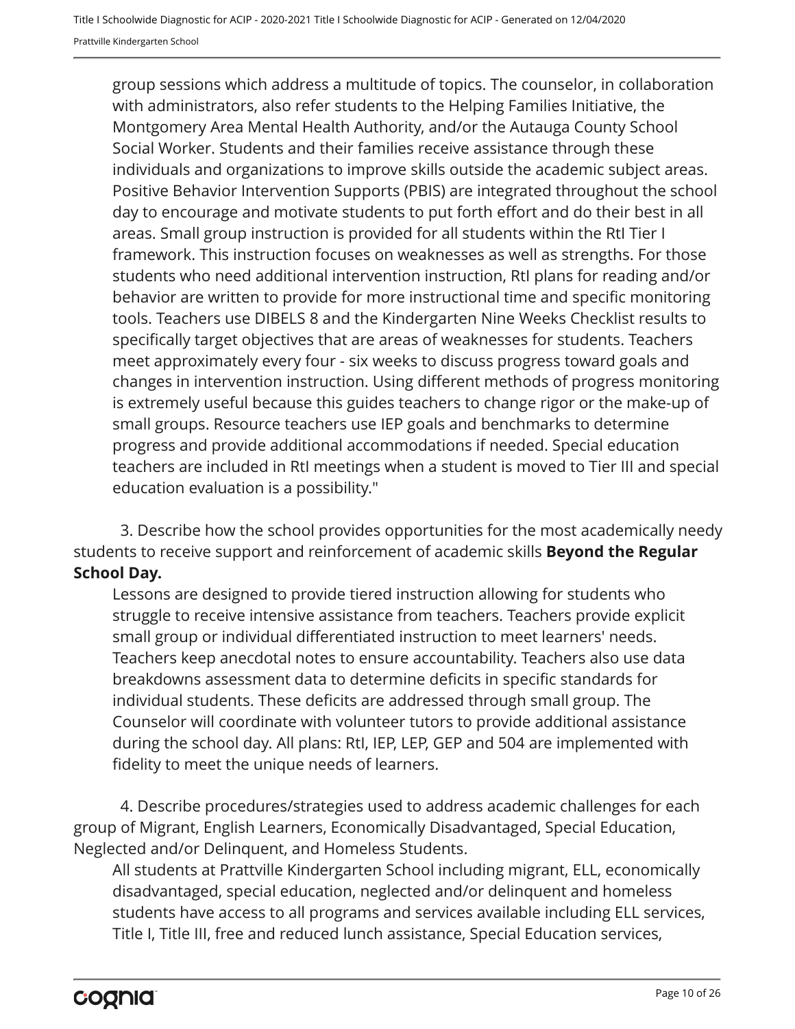group sessions which address a multitude of topics. The counselor, in collaboration with administrators, also refer students to the Helping Families Initiative, the Montgomery Area Mental Health Authority, and/or the Autauga County School Social Worker. Students and their families receive assistance through these individuals and organizations to improve skills outside the academic subject areas. Positive Behavior Intervention Supports (PBIS) are integrated throughout the school day to encourage and motivate students to put forth effort and do their best in all areas. Small group instruction is provided for all students within the RtI Tier I framework. This instruction focuses on weaknesses as well as strengths. For those students who need additional intervention instruction, RtI plans for reading and/or behavior are written to provide for more instructional time and specific monitoring tools. Teachers use DIBELS 8 and the Kindergarten Nine Weeks Checklist results to specifically target objectives that are areas of weaknesses for students. Teachers meet approximately every four - six weeks to discuss progress toward goals and changes in intervention instruction. Using different methods of progress monitoring is extremely useful because this guides teachers to change rigor or the make-up of small groups. Resource teachers use IEP goals and benchmarks to determine progress and provide additional accommodations if needed. Special education teachers are included in RtI meetings when a student is moved to Tier III and special education evaluation is a possibility."

3. Describe how the school provides opportunities for the most academically needy students to receive support and reinforcement of academic skills **Beyond the Regular School Day.**

Lessons are designed to provide tiered instruction allowing for students who struggle to receive intensive assistance from teachers. Teachers provide explicit small group or individual differentiated instruction to meet learners' needs. Teachers keep anecdotal notes to ensure accountability. Teachers also use data breakdowns assessment data to determine deficits in specific standards for individual students. These deficits are addressed through small group. The Counselor will coordinate with volunteer tutors to provide additional assistance during the school day. All plans: RtI, IEP, LEP, GEP and 504 are implemented with fidelity to meet the unique needs of learners.

4. Describe procedures/strategies used to address academic challenges for each group of Migrant, English Learners, Economically Disadvantaged, Special Education, Neglected and/or Delinquent, and Homeless Students.

All students at Prattville Kindergarten School including migrant, ELL, economically disadvantaged, special education, neglected and/or delinquent and homeless students have access to all programs and services available including ELL services, Title I, Title III, free and reduced lunch assistance, Special Education services,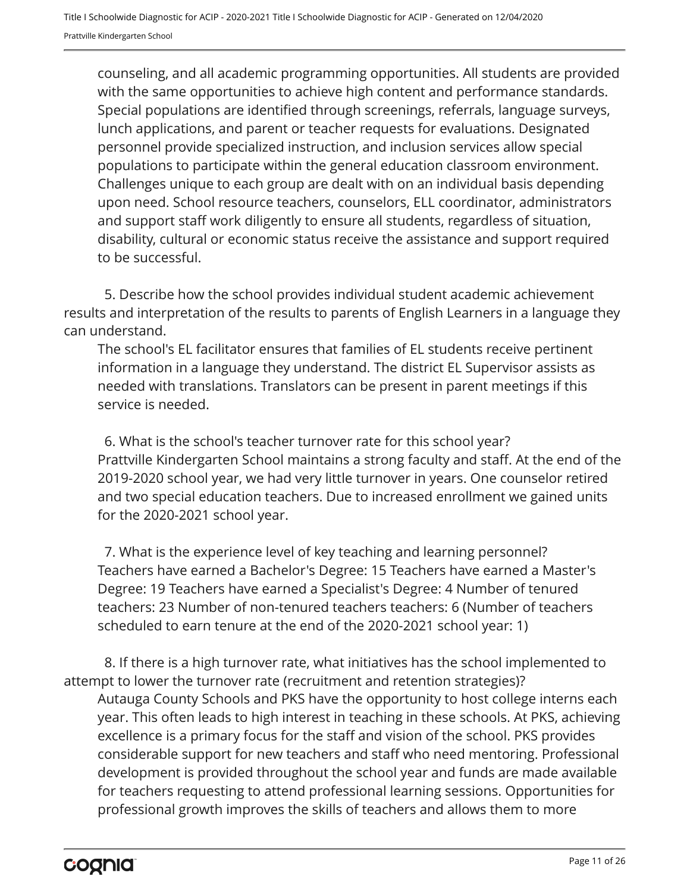counseling, and all academic programming opportunities. All students are provided with the same opportunities to achieve high content and performance standards. Special populations are identified through screenings, referrals, language surveys, lunch applications, and parent or teacher requests for evaluations. Designated personnel provide specialized instruction, and inclusion services allow special populations to participate within the general education classroom environment. Challenges unique to each group are dealt with on an individual basis depending upon need. School resource teachers, counselors, ELL coordinator, administrators and support staff work diligently to ensure all students, regardless of situation, disability, cultural or economic status receive the assistance and support required to be successful.

5. Describe how the school provides individual student academic achievement results and interpretation of the results to parents of English Learners in a language they can understand.

The school's EL facilitator ensures that families of EL students receive pertinent information in a language they understand. The district EL Supervisor assists as needed with translations. Translators can be present in parent meetings if this service is needed.

6. What is the school's teacher turnover rate for this school year?

Prattville Kindergarten School maintains a strong faculty and staff. At the end of the 2019-2020 school year, we had very little turnover in years. One counselor retired and two special education teachers. Due to increased enrollment we gained units for the 2020-2021 school year.

7. What is the experience level of key teaching and learning personnel?

Teachers have earned a Bachelor's Degree: 15 Teachers have earned a Master's Degree: 19 Teachers have earned a Specialist's Degree: 4 Number of tenured teachers: 23 Number of non-tenured teachers teachers: 6 (Number of teachers scheduled to earn tenure at the end of the 2020-2021 school year: 1)

8. If there is a high turnover rate, what initiatives has the school implemented to attempt to lower the turnover rate (recruitment and retention strategies)?

Autauga County Schools and PKS have the opportunity to host college interns each year. This often leads to high interest in teaching in these schools. At PKS, achieving excellence is a primary focus for the staff and vision of the school. PKS provides considerable support for new teachers and staff who need mentoring. Professional development is provided throughout the school year and funds are made available for teachers requesting to attend professional learning sessions. Opportunities for professional growth improves the skills of teachers and allows them to more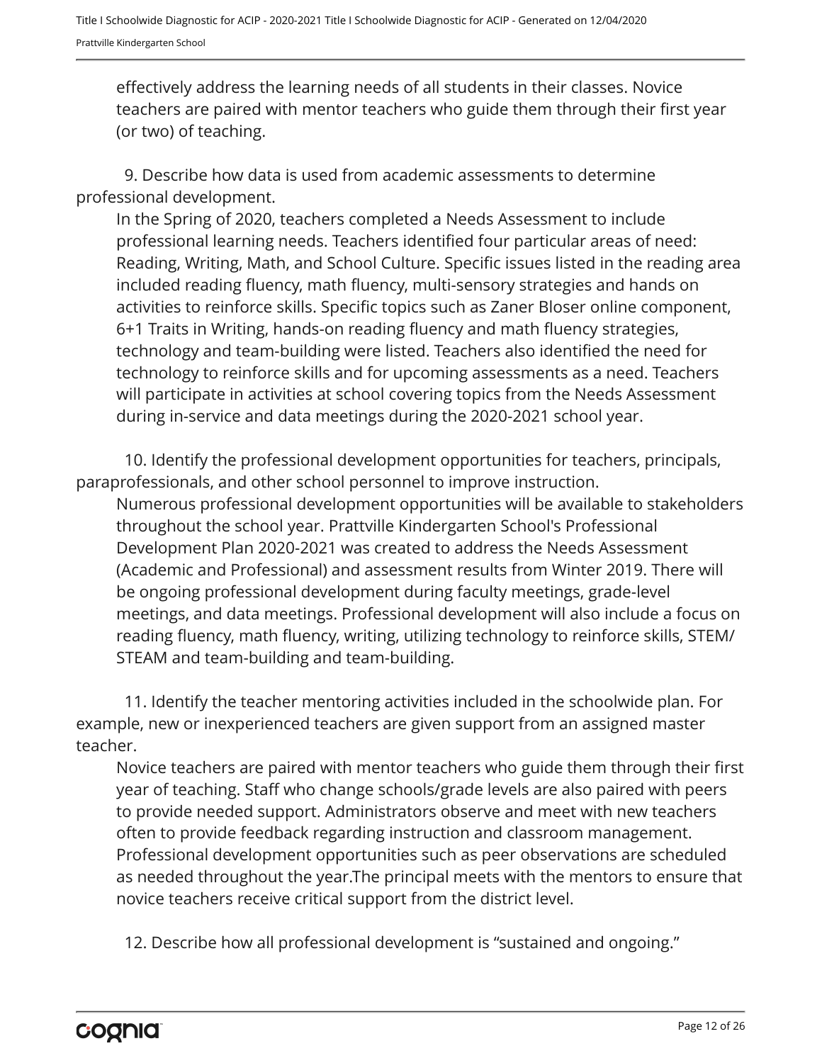effectively address the learning needs of all students in their classes. Novice teachers are paired with mentor teachers who guide them through their first year (or two) of teaching.

9. Describe how data is used from academic assessments to determine professional development.

In the Spring of 2020, teachers completed a Needs Assessment to include professional learning needs. Teachers identified four particular areas of need: Reading, Writing, Math, and School Culture. Specific issues listed in the reading area included reading fluency, math fluency, multi-sensory strategies and hands on activities to reinforce skills. Specific topics such as Zaner Bloser online component, 6+1 Traits in Writing, hands-on reading fluency and math fluency strategies, technology and team-building were listed. Teachers also identified the need for technology to reinforce skills and for upcoming assessments as a need. Teachers will participate in activities at school covering topics from the Needs Assessment during in-service and data meetings during the 2020-2021 school year.

10. Identify the professional development opportunities for teachers, principals, paraprofessionals, and other school personnel to improve instruction.

Numerous professional development opportunities will be available to stakeholders throughout the school year. Prattville Kindergarten School's Professional Development Plan 2020-2021 was created to address the Needs Assessment (Academic and Professional) and assessment results from Winter 2019. There will be ongoing professional development during faculty meetings, grade-level meetings, and data meetings. Professional development will also include a focus on reading fluency, math fluency, writing, utilizing technology to reinforce skills, STEM/ STEAM and team-building and team-building.

11. Identify the teacher mentoring activities included in the schoolwide plan. For example, new or inexperienced teachers are given support from an assigned master teacher.

Novice teachers are paired with mentor teachers who guide them through their first year of teaching. Staff who change schools/grade levels are also paired with peers to provide needed support. Administrators observe and meet with new teachers often to provide feedback regarding instruction and classroom management. Professional development opportunities such as peer observations are scheduled as needed throughout the year.The principal meets with the mentors to ensure that novice teachers receive critical support from the district level.

12. Describe how all professional development is “sustained and ongoing.”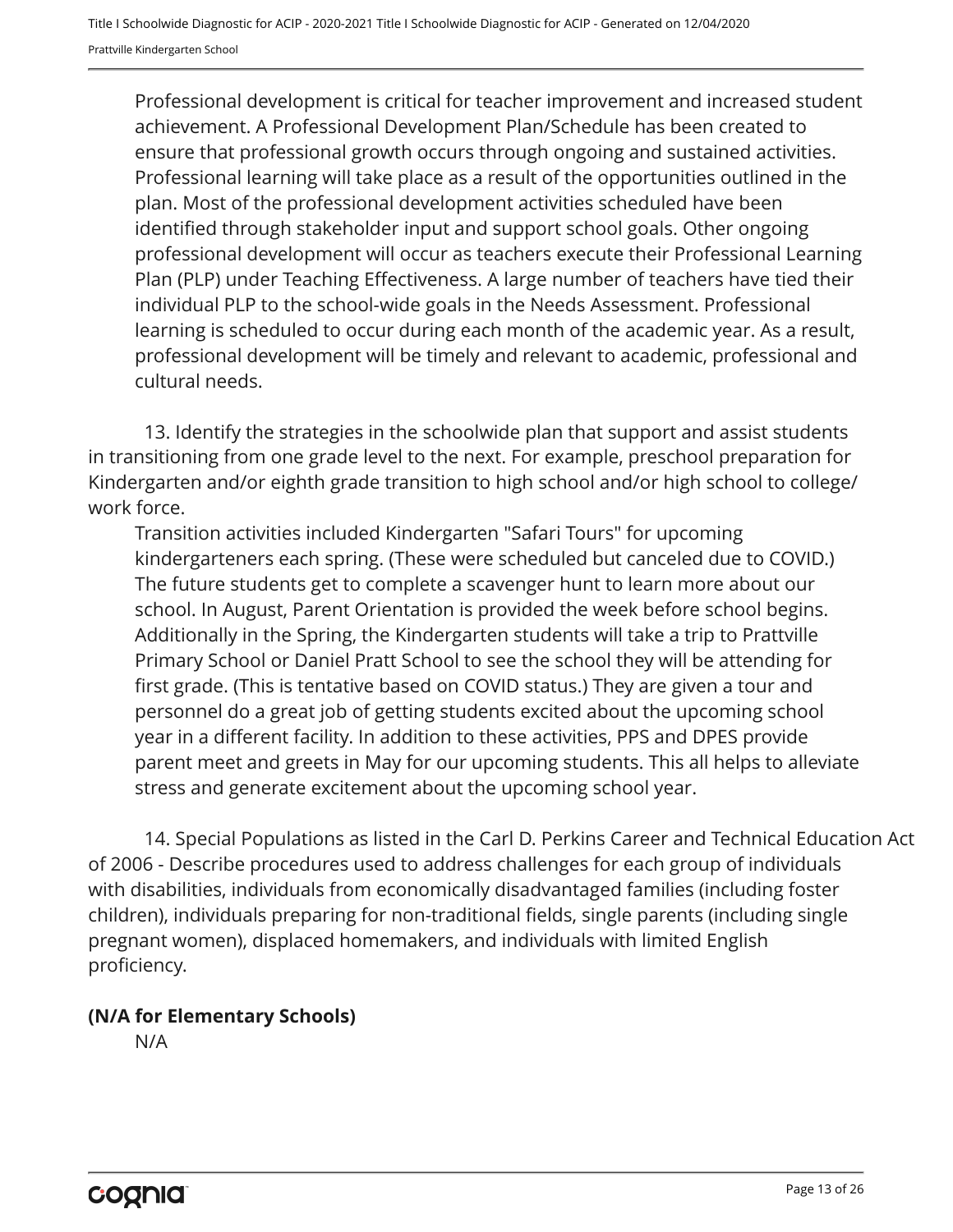Professional development is critical for teacher improvement and increased student achievement. A Professional Development Plan/Schedule has been created to ensure that professional growth occurs through ongoing and sustained activities. Professional learning will take place as a result of the opportunities outlined in the plan. Most of the professional development activities scheduled have been identified through stakeholder input and support school goals. Other ongoing professional development will occur as teachers execute their Professional Learning Plan (PLP) under Teaching Effectiveness. A large number of teachers have tied their individual PLP to the school-wide goals in the Needs Assessment. Professional learning is scheduled to occur during each month of the academic year. As a result, professional development will be timely and relevant to academic, professional and cultural needs.

13. Identify the strategies in the schoolwide plan that support and assist students in transitioning from one grade level to the next. For example, preschool preparation for Kindergarten and/or eighth grade transition to high school and/or high school to college/ work force.

Transition activities included Kindergarten "Safari Tours" for upcoming kindergarteners each spring. (These were scheduled but canceled due to COVID.) The future students get to complete a scavenger hunt to learn more about our school. In August, Parent Orientation is provided the week before school begins. Additionally in the Spring, the Kindergarten students will take a trip to Prattville Primary School or Daniel Pratt School to see the school they will be attending for first grade. (This is tentative based on COVID status.) They are given a tour and personnel do a great job of getting students excited about the upcoming school year in a different facility. In addition to these activities, PPS and DPES provide parent meet and greets in May for our upcoming students. This all helps to alleviate stress and generate excitement about the upcoming school year.

14. Special Populations as listed in the Carl D. Perkins Career and Technical Education Act of 2006 - Describe procedures used to address challenges for each group of individuals with disabilities, individuals from economically disadvantaged families (including foster children), individuals preparing for non-traditional fields, single parents (including single pregnant women), displaced homemakers, and individuals with limited English proficiency.

**(N/A for Elementary Schools)**

N/A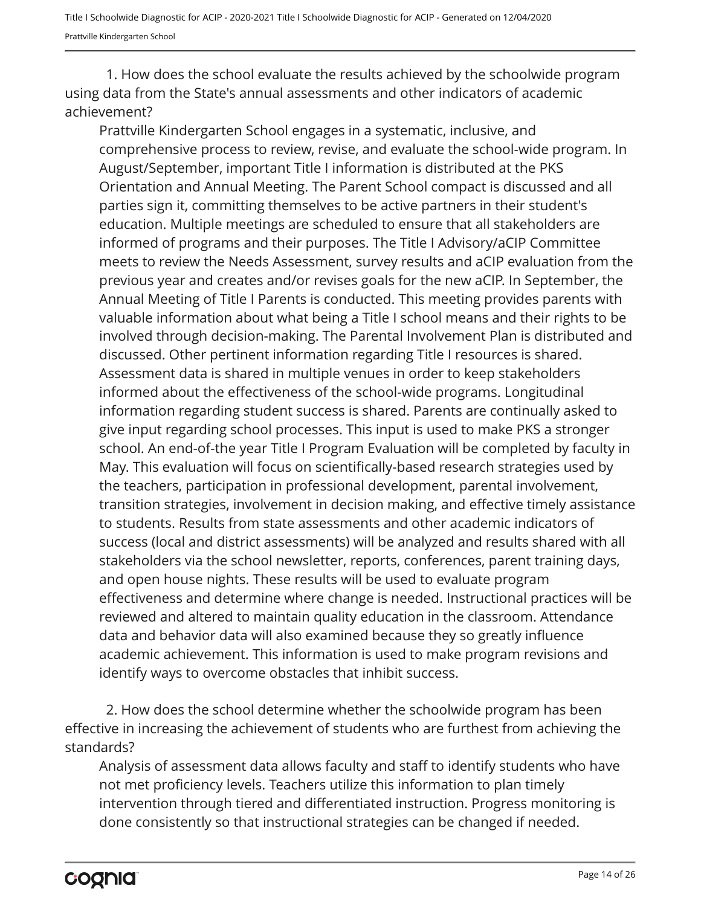1. How does the school evaluate the results achieved by the schoolwide program using data from the State's annual assessments and other indicators of academic achievement?

Prattville Kindergarten School engages in a systematic, inclusive, and comprehensive process to review, revise, and evaluate the school-wide program. In August/September, important Title I information is distributed at the PKS Orientation and Annual Meeting. The Parent School compact is discussed and all parties sign it, committing themselves to be active partners in their student's education. Multiple meetings are scheduled to ensure that all stakeholders are informed of programs and their purposes. The Title I Advisory/aCIP Committee meets to review the Needs Assessment, survey results and aCIP evaluation from the previous year and creates and/or revises goals for the new aCIP. In September, the Annual Meeting of Title I Parents is conducted. This meeting provides parents with valuable information about what being a Title I school means and their rights to be involved through decision-making. The Parental Involvement Plan is distributed and discussed. Other pertinent information regarding Title I resources is shared. Assessment data is shared in multiple venues in order to keep stakeholders informed about the effectiveness of the school-wide programs. Longitudinal information regarding student success is shared. Parents are continually asked to give input regarding school processes. This input is used to make PKS a stronger school. An end-of-the year Title I Program Evaluation will be completed by faculty in May. This evaluation will focus on scientifically-based research strategies used by the teachers, participation in professional development, parental involvement, transition strategies, involvement in decision making, and effective timely assistance to students. Results from state assessments and other academic indicators of success (local and district assessments) will be analyzed and results shared with all stakeholders via the school newsletter, reports, conferences, parent training days, and open house nights. These results will be used to evaluate program effectiveness and determine where change is needed. Instructional practices will be reviewed and altered to maintain quality education in the classroom. Attendance data and behavior data will also examined because they so greatly influence academic achievement. This information is used to make program revisions and identify ways to overcome obstacles that inhibit success.

2. How does the school determine whether the schoolwide program has been effective in increasing the achievement of students who are furthest from achieving the standards?

Analysis of assessment data allows faculty and staff to identify students who have not met proficiency levels. Teachers utilize this information to plan timely intervention through tiered and differentiated instruction. Progress monitoring is done consistently so that instructional strategies can be changed if needed.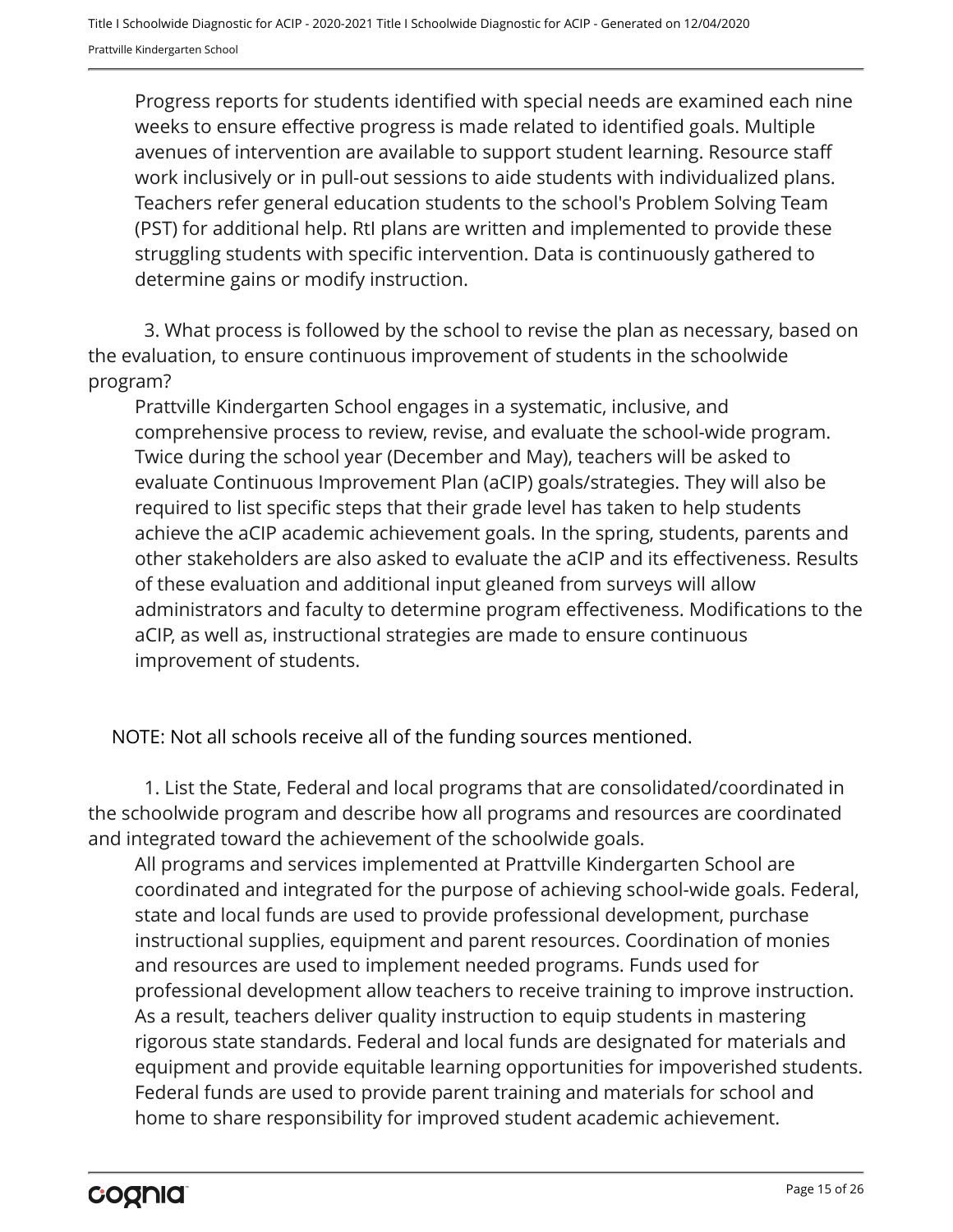Progress reports for students identified with special needs are examined each nine weeks to ensure effective progress is made related to identified goals. Multiple avenues of intervention are available to support student learning. Resource staff work inclusively or in pull-out sessions to aide students with individualized plans. Teachers refer general education students to the school's Problem Solving Team (PST) for additional help. RtI plans are written and implemented to provide these struggling students with specific intervention. Data is continuously gathered to determine gains or modify instruction.

3. What process is followed by the school to revise the plan as necessary, based on the evaluation, to ensure continuous improvement of students in the schoolwide program?

Prattville Kindergarten School engages in a systematic, inclusive, and comprehensive process to review, revise, and evaluate the school-wide program. Twice during the school year (December and May), teachers will be asked to evaluate Continuous Improvement Plan (aCIP) goals/strategies. They will also be required to list specific steps that their grade level has taken to help students achieve the aCIP academic achievement goals. In the spring, students, parents and other stakeholders are also asked to evaluate the aCIP and its effectiveness. Results of these evaluation and additional input gleaned from surveys will allow administrators and faculty to determine program effectiveness. Modifications to the aCIP, as well as, instructional strategies are made to ensure continuous improvement of students.

NOTE: Not all schools receive all of the funding sources mentioned.

1. List the State, Federal and local programs that are consolidated/coordinated in the schoolwide program and describe how all programs and resources are coordinated and integrated toward the achievement of the schoolwide goals.

All programs and services implemented at Prattville Kindergarten School are coordinated and integrated for the purpose of achieving school-wide goals. Federal, state and local funds are used to provide professional development, purchase instructional supplies, equipment and parent resources. Coordination of monies and resources are used to implement needed programs. Funds used for professional development allow teachers to receive training to improve instruction. As a result, teachers deliver quality instruction to equip students in mastering rigorous state standards. Federal and local funds are designated for materials and equipment and provide equitable learning opportunities for impoverished students. Federal funds are used to provide parent training and materials for school and home to share responsibility for improved student academic achievement.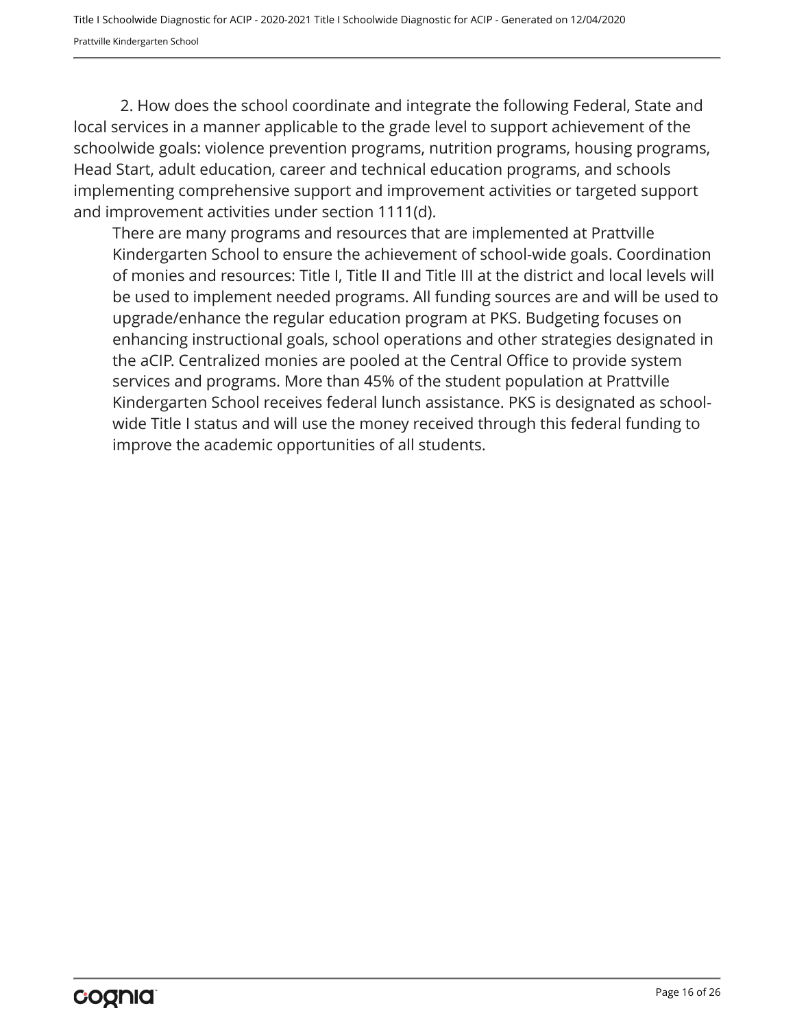2. How does the school coordinate and integrate the following Federal, State and local services in a manner applicable to the grade level to support achievement of the schoolwide goals: violence prevention programs, nutrition programs, housing programs, Head Start, adult education, career and technical education programs, and schools implementing comprehensive support and improvement activities or targeted support and improvement activities under section 1111(d).

There are many programs and resources that are implemented at Prattville Kindergarten School to ensure the achievement of school-wide goals. Coordination of monies and resources: Title I, Title II and Title III at the district and local levels will be used to implement needed programs. All funding sources are and will be used to upgrade/enhance the regular education program at PKS. Budgeting focuses on enhancing instructional goals, school operations and other strategies designated in the aCIP. Centralized monies are pooled at the Central Office to provide system services and programs. More than 45% of the student population at Prattville Kindergarten School receives federal lunch assistance. PKS is designated as school-wide Title I status and will use the money received through this federal funding to improve the academic opportunities of all students.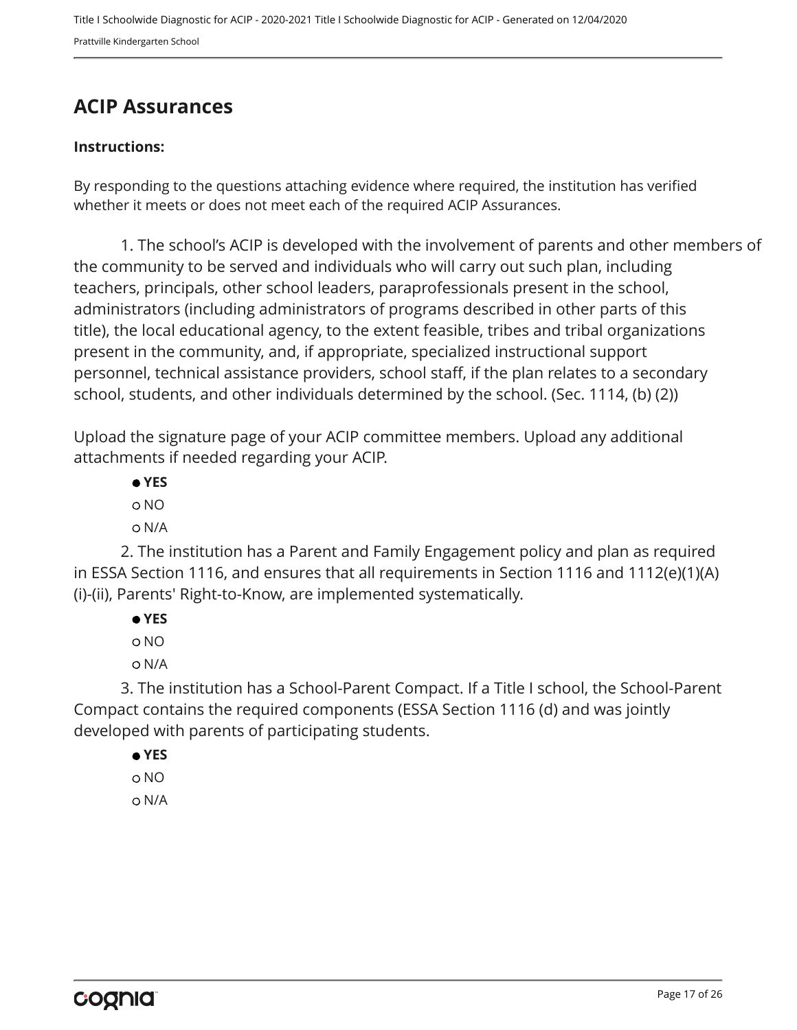## ACIP Assurances

**Instructions:**

By responding to the questions attaching evidence where required, the institution has verified whether it meets or does not meet each of the required ACIP Assurances.

1. The school's ACIP is developed with the involvement of parents and other members of the community to be served and individuals who will carry out such plan, including teachers, principals, other school leaders, paraprofessionals present in the school, administrators (including administrators of programs described in other parts of this title), the local educational agency, to the extent feasible, tribes and tribal organizations present in the community, and, if appropriate, specialized instructional support personnel, technical assistance providers, school staff, if the plan relates to a secondary school, students, and other individuals determined by the school. (Sec. 1114, (b) (2))

Upload the signature page of your ACIP committee members. Upload any additional attachments if needed regarding your ACIP.

- ● **YES**
- ○ NO
- ○ N/A

2. The institution has a Parent and Family Engagement policy and plan as required in ESSA Section 1116, and ensures that all requirements in Section 1116 and 1112(e)(1)(A)(i)-(ii), Parents' Right-to-Know, are implemented systematically.

- ● **YES**
- ○ NO
- ○ N/A

3. The institution has a School-Parent Compact. If a Title I school, the School-Parent Compact contains the required components (ESSA Section 1116 (d) and was jointly developed with parents of participating students.

- ● **YES**
- ○ NO
- ○ N/A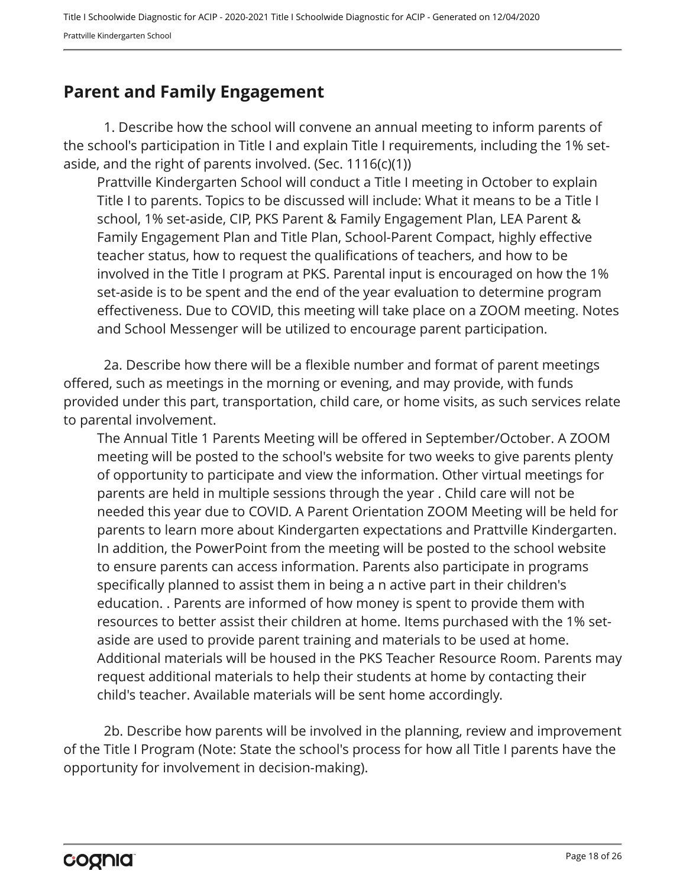## Parent and Family Engagement

1. Describe how the school will convene an annual meeting to inform parents of the school's participation in Title I and explain Title I requirements, including the 1% set-aside, and the right of parents involved. (Sec. 1116(c)(1))

Prattville Kindergarten School will conduct a Title I meeting in October to explain Title I to parents. Topics to be discussed will include: What it means to be a Title I school, 1% set-aside, CIP, PKS Parent & Family Engagement Plan, LEA Parent & Family Engagement Plan and Title Plan, School-Parent Compact, highly effective teacher status, how to request the qualifications of teachers, and how to be involved in the Title I program at PKS. Parental input is encouraged on how the 1% set-aside is to be spent and the end of the year evaluation to determine program effectiveness. Due to COVID, this meeting will take place on a ZOOM meeting. Notes and School Messenger will be utilized to encourage parent participation.

2a. Describe how there will be a flexible number and format of parent meetings offered, such as meetings in the morning or evening, and may provide, with funds provided under this part, transportation, child care, or home visits, as such services relate to parental involvement.

The Annual Title 1 Parents Meeting will be offered in September/October. A ZOOM meeting will be posted to the school's website for two weeks to give parents plenty of opportunity to participate and view the information. Other virtual meetings for parents are held in multiple sessions through the year . Child care will not be needed this year due to COVID. A Parent Orientation ZOOM Meeting will be held for parents to learn more about Kindergarten expectations and Prattville Kindergarten. In addition, the PowerPoint from the meeting will be posted to the school website to ensure parents can access information. Parents also participate in programs specifically planned to assist them in being a n active part in their children's education. . Parents are informed of how money is spent to provide them with resources to better assist their children at home. Items purchased with the 1% set-aside are used to provide parent training and materials to be used at home. Additional materials will be housed in the PKS Teacher Resource Room. Parents may request additional materials to help their students at home by contacting their child's teacher. Available materials will be sent home accordingly.

2b. Describe how parents will be involved in the planning, review and improvement of the Title I Program (Note: State the school's process for how all Title I parents have the opportunity for involvement in decision-making).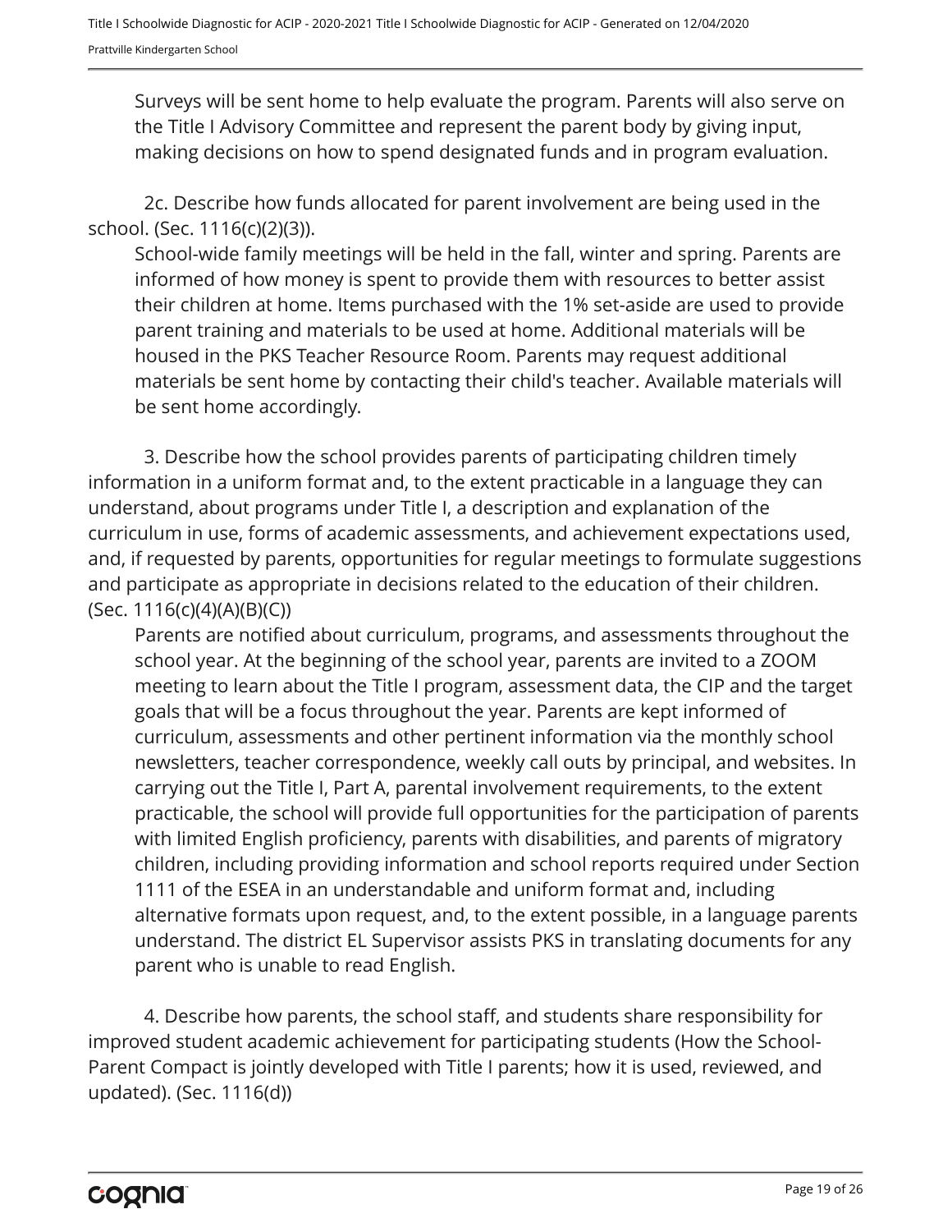Surveys will be sent home to help evaluate the program. Parents will also serve on the Title I Advisory Committee and represent the parent body by giving input, making decisions on how to spend designated funds and in program evaluation.

2c. Describe how funds allocated for parent involvement are being used in the school. (Sec. 1116(c)(2)(3)).

School-wide family meetings will be held in the fall, winter and spring. Parents are informed of how money is spent to provide them with resources to better assist their children at home. Items purchased with the 1% set-aside are used to provide parent training and materials to be used at home. Additional materials will be housed in the PKS Teacher Resource Room. Parents may request additional materials be sent home by contacting their child's teacher. Available materials will be sent home accordingly.

3. Describe how the school provides parents of participating children timely information in a uniform format and, to the extent practicable in a language they can understand, about programs under Title I, a description and explanation of the curriculum in use, forms of academic assessments, and achievement expectations used, and, if requested by parents, opportunities for regular meetings to formulate suggestions and participate as appropriate in decisions related to the education of their children. (Sec. 1116(c)(4)(A)(B)(C))

Parents are notified about curriculum, programs, and assessments throughout the school year. At the beginning of the school year, parents are invited to a ZOOM meeting to learn about the Title I program, assessment data, the CIP and the target goals that will be a focus throughout the year. Parents are kept informed of curriculum, assessments and other pertinent information via the monthly school newsletters, teacher correspondence, weekly call outs by principal, and websites. In carrying out the Title I, Part A, parental involvement requirements, to the extent practicable, the school will provide full opportunities for the participation of parents with limited English proficiency, parents with disabilities, and parents of migratory children, including providing information and school reports required under Section 1111 of the ESEA in an understandable and uniform format and, including alternative formats upon request, and, to the extent possible, in a language parents understand. The district EL Supervisor assists PKS in translating documents for any parent who is unable to read English.

4. Describe how parents, the school staff, and students share responsibility for improved student academic achievement for participating students (How the School-Parent Compact is jointly developed with Title I parents; how it is used, reviewed, and updated). (Sec. 1116(d))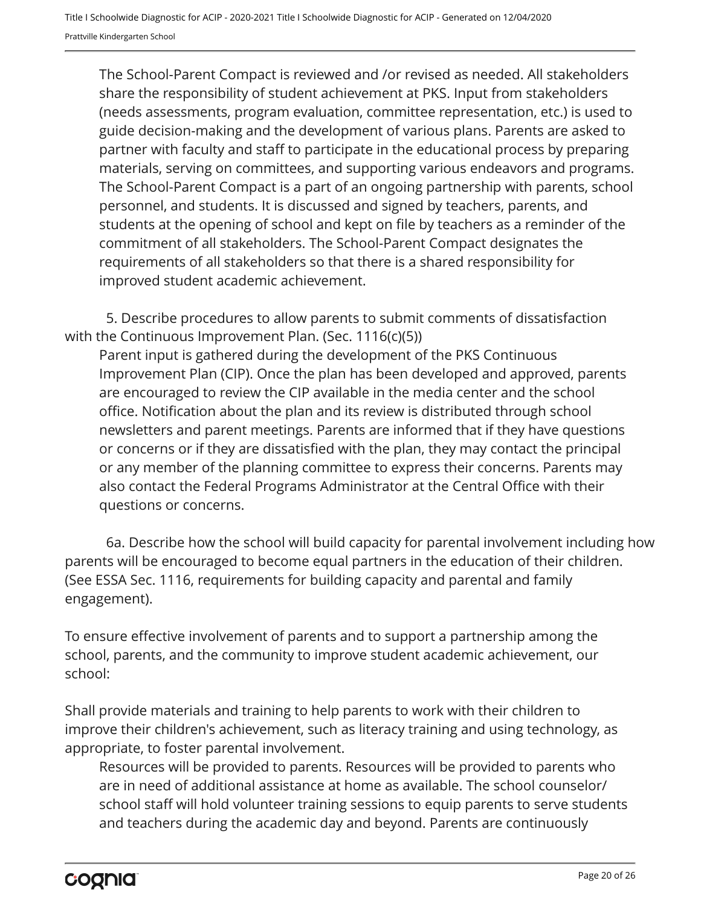The School-Parent Compact is reviewed and /or revised as needed. All stakeholders share the responsibility of student achievement at PKS. Input from stakeholders (needs assessments, program evaluation, committee representation, etc.) is used to guide decision-making and the development of various plans. Parents are asked to partner with faculty and staff to participate in the educational process by preparing materials, serving on committees, and supporting various endeavors and programs. The School-Parent Compact is a part of an ongoing partnership with parents, school personnel, and students. It is discussed and signed by teachers, parents, and students at the opening of school and kept on file by teachers as a reminder of the commitment of all stakeholders. The School-Parent Compact designates the requirements of all stakeholders so that there is a shared responsibility for improved student academic achievement.

5. Describe procedures to allow parents to submit comments of dissatisfaction with the Continuous Improvement Plan. (Sec. 1116(c)(5))

Parent input is gathered during the development of the PKS Continuous Improvement Plan (CIP). Once the plan has been developed and approved, parents are encouraged to review the CIP available in the media center and the school office. Notification about the plan and its review is distributed through school newsletters and parent meetings. Parents are informed that if they have questions or concerns or if they are dissatisfied with the plan, they may contact the principal or any member of the planning committee to express their concerns. Parents may also contact the Federal Programs Administrator at the Central Office with their questions or concerns.

6a. Describe how the school will build capacity for parental involvement including how parents will be encouraged to become equal partners in the education of their children. (See ESSA Sec. 1116, requirements for building capacity and parental and family engagement).

To ensure effective involvement of parents and to support a partnership among the school, parents, and the community to improve student academic achievement, our school:

Shall provide materials and training to help parents to work with their children to improve their children's achievement, such as literacy training and using technology, as appropriate, to foster parental involvement.

Resources will be provided to parents. Resources will be provided to parents who are in need of additional assistance at home as available. The school counselor/ school staff will hold volunteer training sessions to equip parents to serve students and teachers during the academic day and beyond. Parents are continuously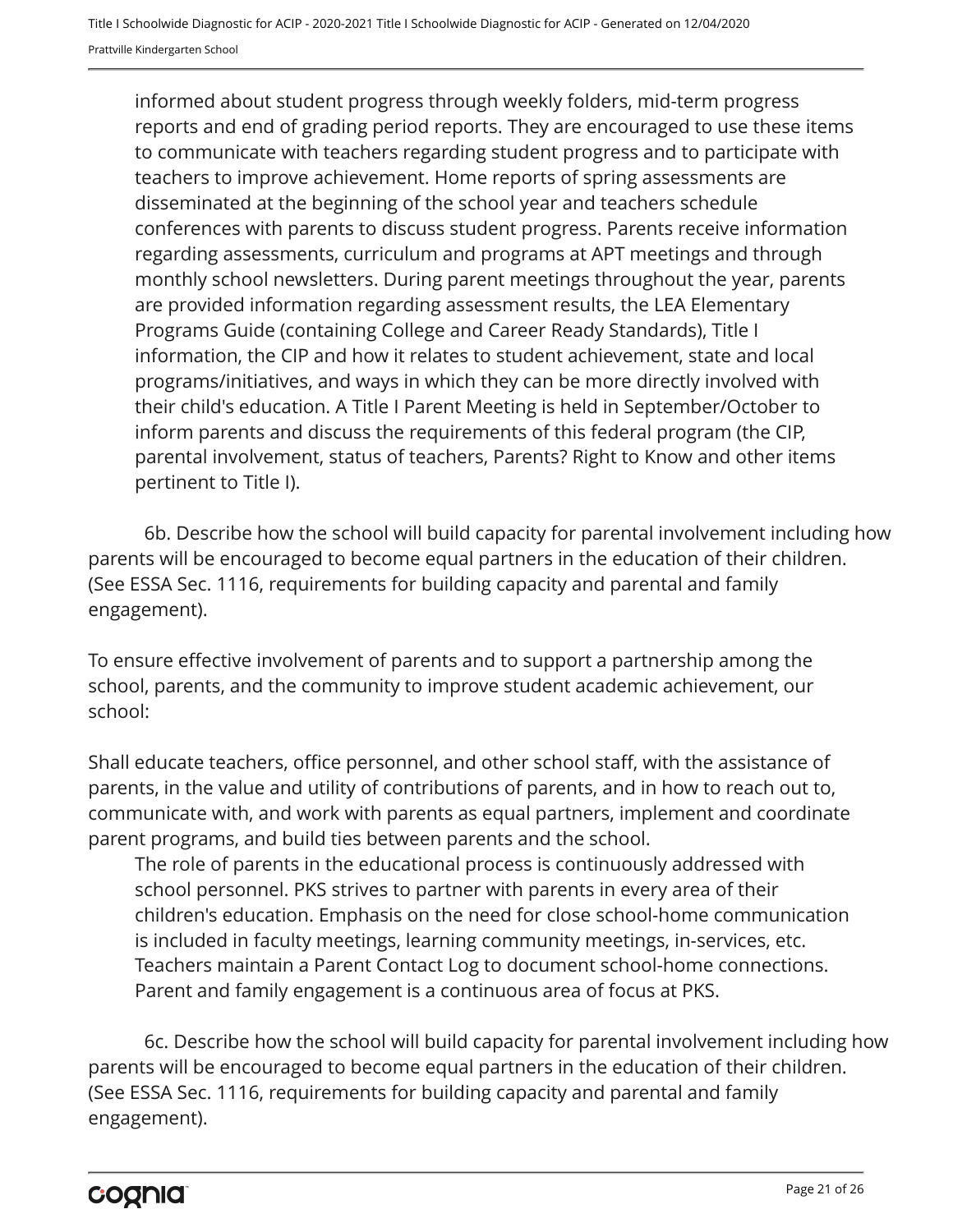informed about student progress through weekly folders, mid-term progress reports and end of grading period reports. They are encouraged to use these items to communicate with teachers regarding student progress and to participate with teachers to improve achievement. Home reports of spring assessments are disseminated at the beginning of the school year and teachers schedule conferences with parents to discuss student progress. Parents receive information regarding assessments, curriculum and programs at APT meetings and through monthly school newsletters. During parent meetings throughout the year, parents are provided information regarding assessment results, the LEA Elementary Programs Guide (containing College and Career Ready Standards), Title I information, the CIP and how it relates to student achievement, state and local programs/initiatives, and ways in which they can be more directly involved with their child's education. A Title I Parent Meeting is held in September/October to inform parents and discuss the requirements of this federal program (the CIP, parental involvement, status of teachers, Parents? Right to Know and other items pertinent to Title I).

6b. Describe how the school will build capacity for parental involvement including how parents will be encouraged to become equal partners in the education of their children. (See ESSA Sec. 1116, requirements for building capacity and parental and family engagement).

To ensure effective involvement of parents and to support a partnership among the school, parents, and the community to improve student academic achievement, our school:

Shall educate teachers, office personnel, and other school staff, with the assistance of parents, in the value and utility of contributions of parents, and in how to reach out to, communicate with, and work with parents as equal partners, implement and coordinate parent programs, and build ties between parents and the school.

The role of parents in the educational process is continuously addressed with school personnel. PKS strives to partner with parents in every area of their children's education. Emphasis on the need for close school-home communication is included in faculty meetings, learning community meetings, in-services, etc. Teachers maintain a Parent Contact Log to document school-home connections. Parent and family engagement is a continuous area of focus at PKS.

6c. Describe how the school will build capacity for parental involvement including how parents will be encouraged to become equal partners in the education of their children. (See ESSA Sec. 1116, requirements for building capacity and parental and family engagement).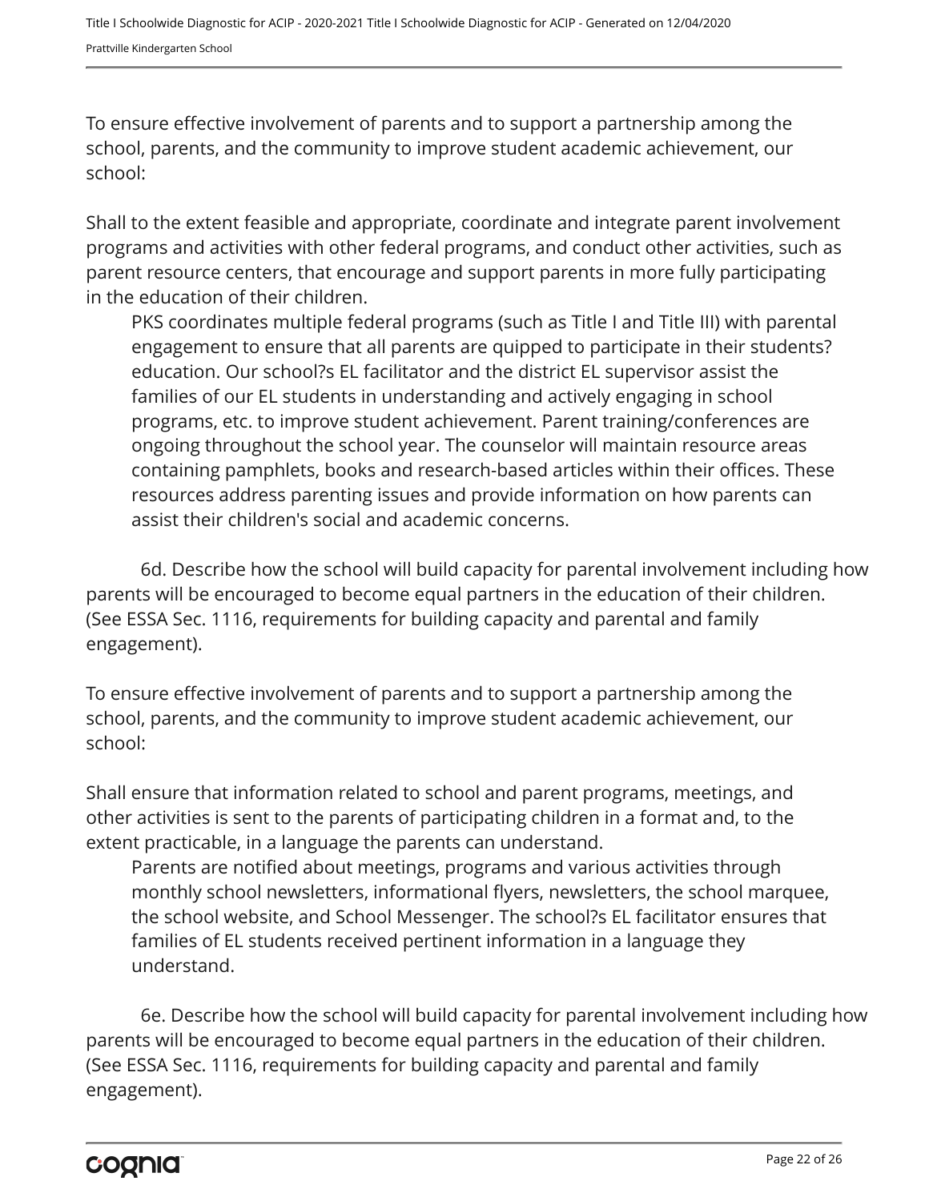To ensure effective involvement of parents and to support a partnership among the school, parents, and the community to improve student academic achievement, our school:

Shall to the extent feasible and appropriate, coordinate and integrate parent involvement programs and activities with other federal programs, and conduct other activities, such as parent resource centers, that encourage and support parents in more fully participating in the education of their children.

> PKS coordinates multiple federal programs (such as Title I and Title III) with parental engagement to ensure that all parents are quipped to participate in their students? education. Our school?s EL facilitator and the district EL supervisor assist the families of our EL students in understanding and actively engaging in school programs, etc. to improve student achievement. Parent training/conferences are ongoing throughout the school year. The counselor will maintain resource areas containing pamphlets, books and research-based articles within their offices. These resources address parenting issues and provide information on how parents can assist their children's social and academic concerns.

6d. Describe how the school will build capacity for parental involvement including how parents will be encouraged to become equal partners in the education of their children. (See ESSA Sec. 1116, requirements for building capacity and parental and family engagement).

To ensure effective involvement of parents and to support a partnership among the school, parents, and the community to improve student academic achievement, our school:

Shall ensure that information related to school and parent programs, meetings, and other activities is sent to the parents of participating children in a format and, to the extent practicable, in a language the parents can understand.

> Parents are notified about meetings, programs and various activities through monthly school newsletters, informational flyers, newsletters, the school marquee, the school website, and School Messenger. The school?s EL facilitator ensures that families of EL students received pertinent information in a language they understand.

6e. Describe how the school will build capacity for parental involvement including how parents will be encouraged to become equal partners in the education of their children. (See ESSA Sec. 1116, requirements for building capacity and parental and family engagement).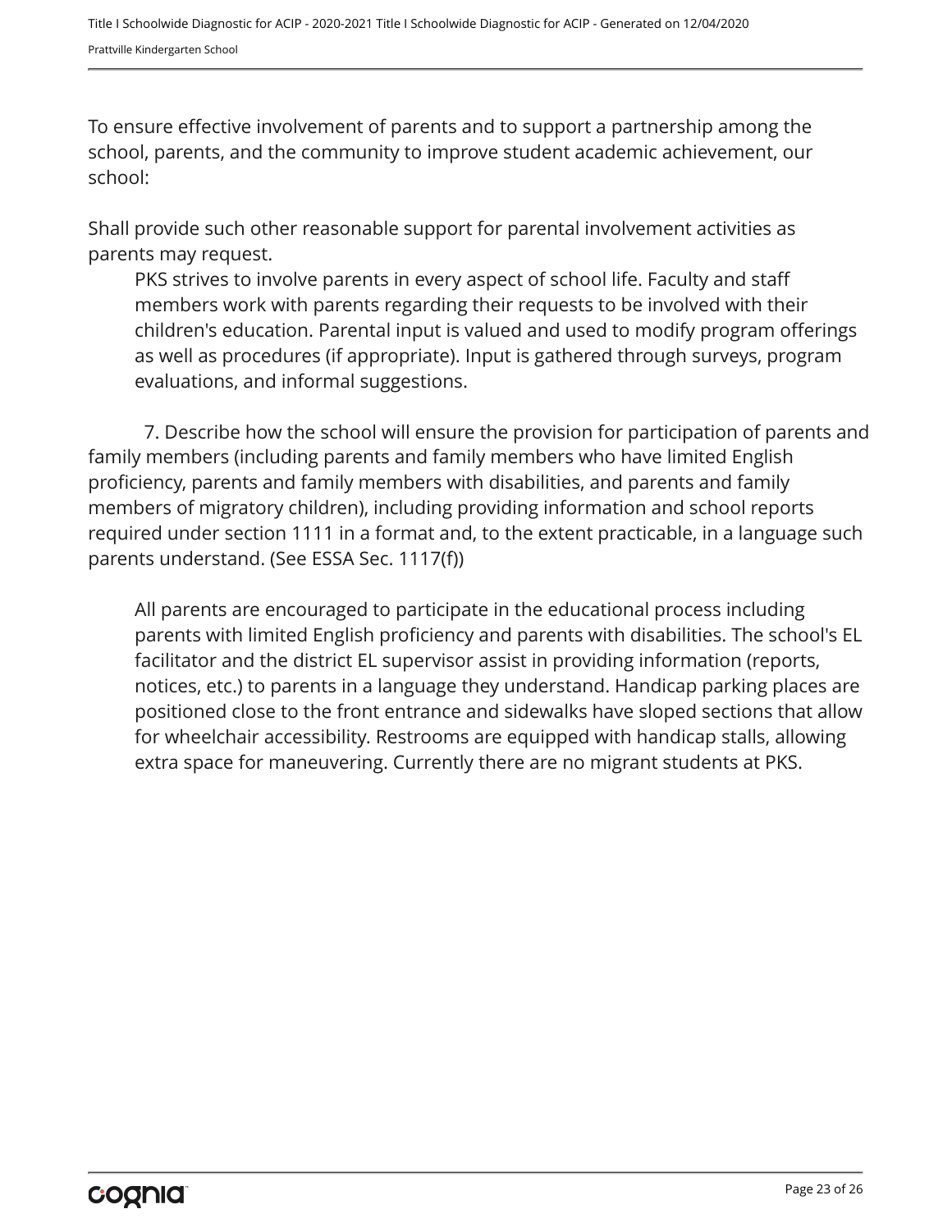To ensure effective involvement of parents and to support a partnership among the school, parents, and the community to improve student academic achievement, our school:

Shall provide such other reasonable support for parental involvement activities as parents may request.

> PKS strives to involve parents in every aspect of school life. Faculty and staff members work with parents regarding their requests to be involved with their children's education. Parental input is valued and used to modify program offerings as well as procedures (if appropriate). Input is gathered through surveys, program evaluations, and informal suggestions.

7. Describe how the school will ensure the provision for participation of parents and family members (including parents and family members who have limited English proficiency, parents and family members with disabilities, and parents and family members of migratory children), including providing information and school reports required under section 1111 in a format and, to the extent practicable, in a language such parents understand. (See ESSA Sec. 1117(f))

> All parents are encouraged to participate in the educational process including parents with limited English proficiency and parents with disabilities. The school's EL facilitator and the district EL supervisor assist in providing information (reports, notices, etc.) to parents in a language they understand. Handicap parking places are positioned close to the front entrance and sidewalks have sloped sections that allow for wheelchair accessibility. Restrooms are equipped with handicap stalls, allowing extra space for maneuvering. Currently there are no migrant students at PKS.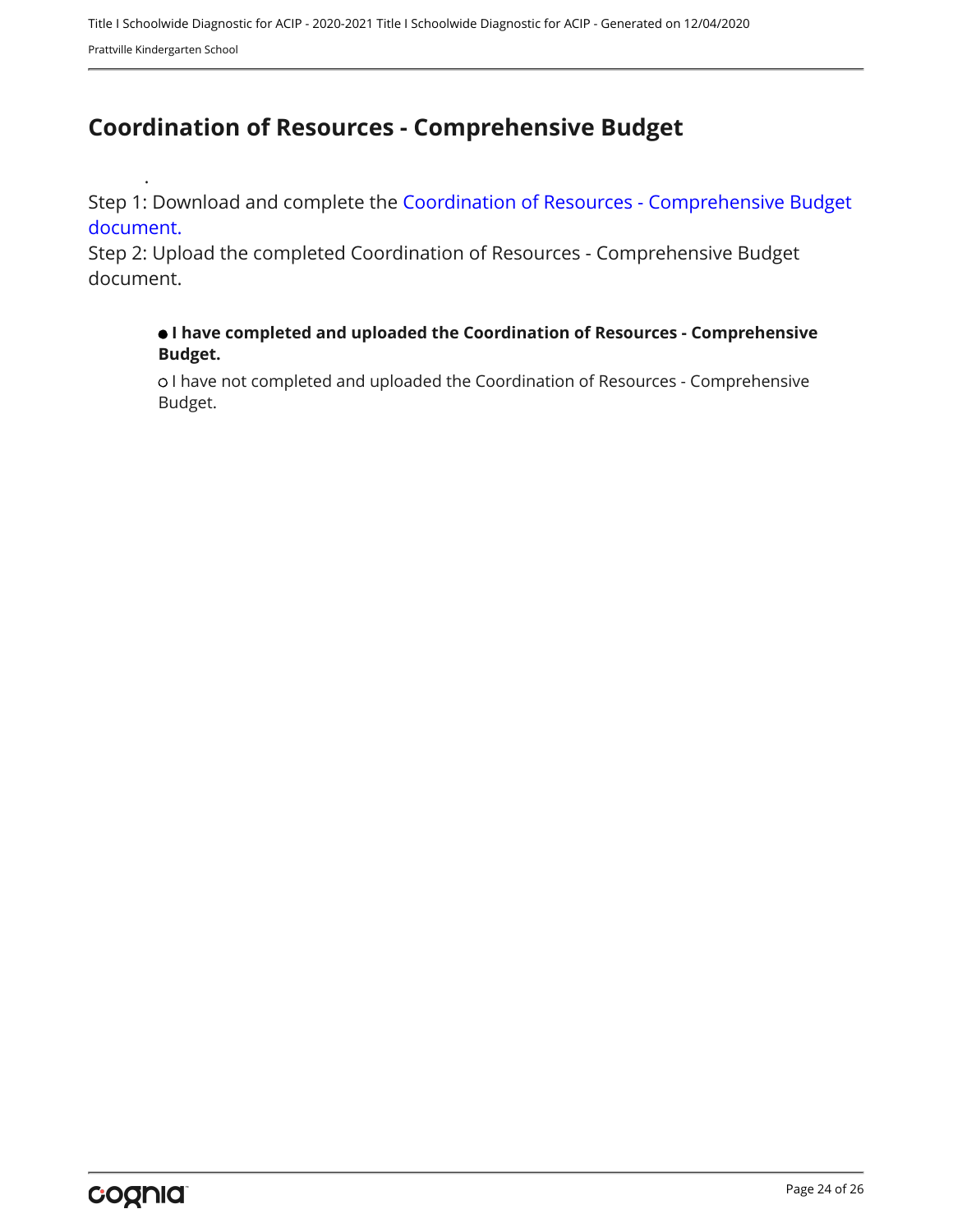## Coordination of Resources - Comprehensive Budget

.

Step 1: Download and complete the Coordination of Resources - Comprehensive Budget document.
Step 2: Upload the completed Coordination of Resources - Comprehensive Budget document.

● **I have completed and uploaded the Coordination of Resources - Comprehensive Budget.**

○ I have not completed and uploaded the Coordination of Resources - Comprehensive Budget.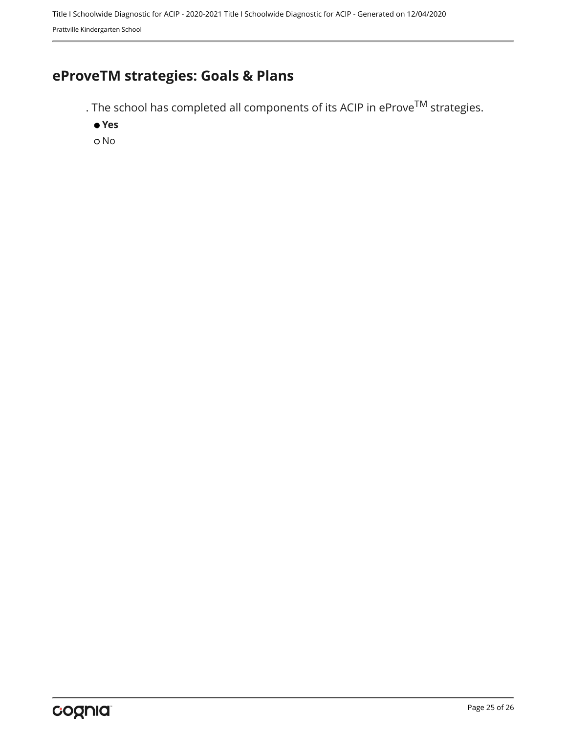## eProveTM strategies: Goals & Plans

. The school has completed all components of its ACIP in eProve$^{TM}$ strategies.

- **Yes**
- No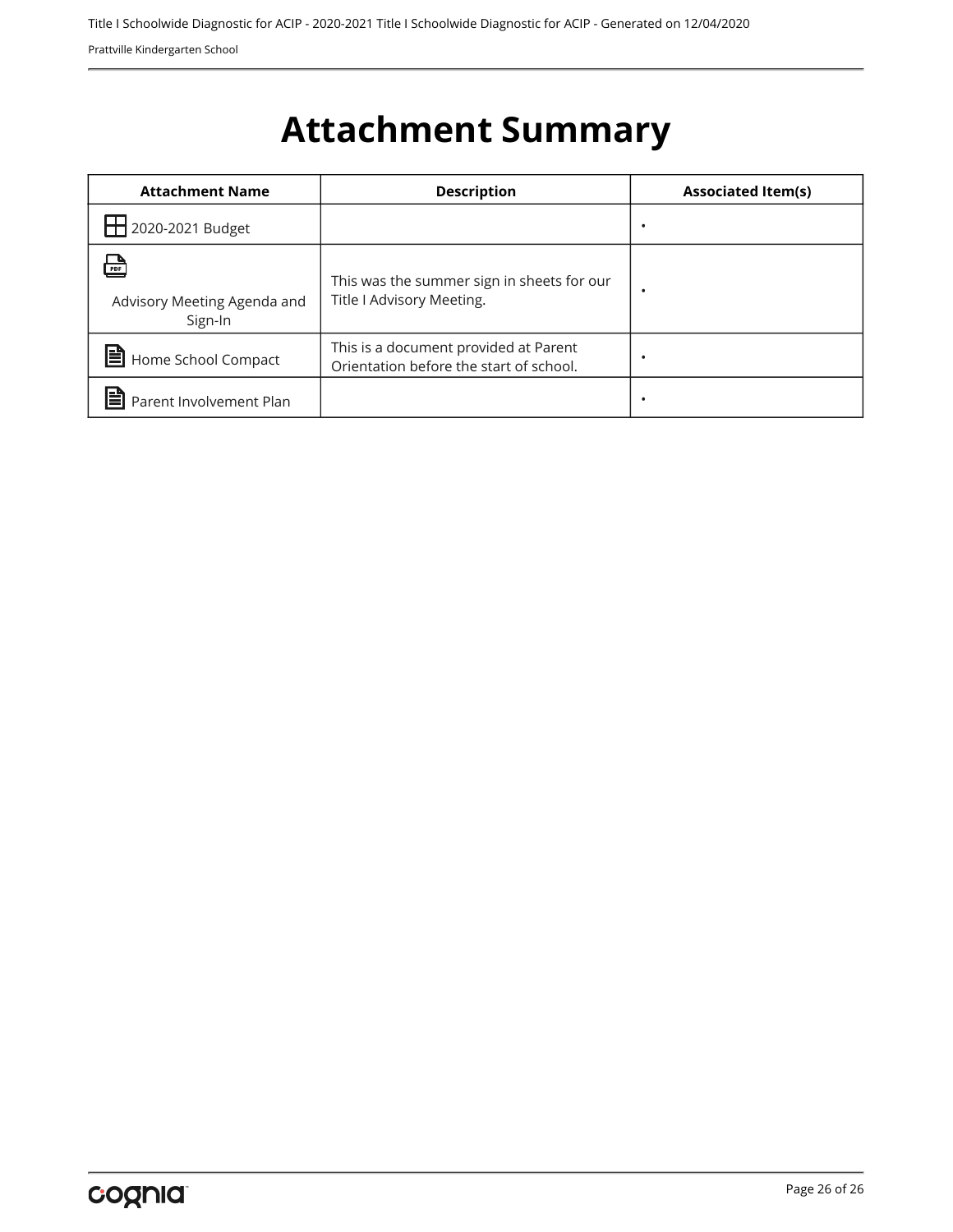# Attachment Summary

| Attachment Name | Description | Associated Item(s) |
|---|---|---|
| 2020-2021 Budget | | • |
| Advisory Meeting Agenda and Sign-In | This was the summer sign in sheets for our Title I Advisory Meeting. | • |
| Home School Compact | This is a document provided at Parent Orientation before the start of school. | • |
| Parent Involvement Plan | | • |